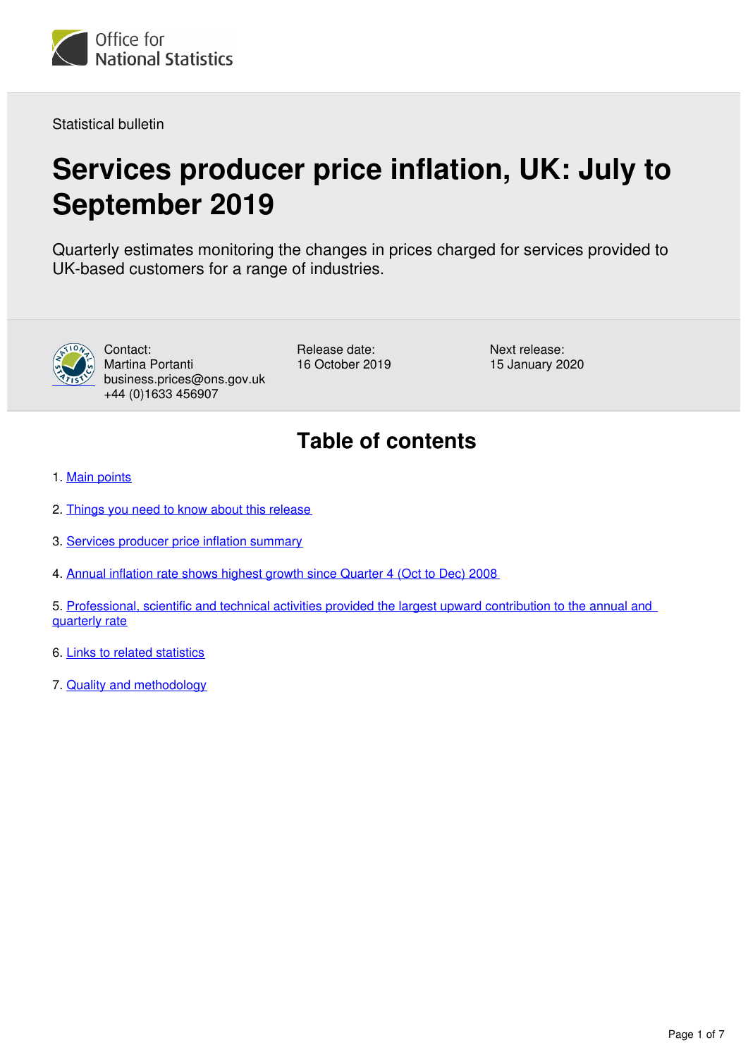Office for National Statistics

Statistical bulletin

# Services producer price inflation, UK: July to September 2019

Quarterly estimates monitoring the changes in prices charged for services provided to UK-based customers for a range of industries.

Contact:
Martina Portanti
business.prices@ons.gov.uk
+44 (0)1633 456907

Release date:
16 October 2019

Next release:
15 January 2020

## Table of contents

1. Main points
2. Things you need to know about this release
3. Services producer price inflation summary
4. Annual inflation rate shows highest growth since Quarter 4 (Oct to Dec) 2008
5. Professional, scientific and technical activities provided the largest upward contribution to the annual and quarterly rate
6. Links to related statistics
7. Quality and methodology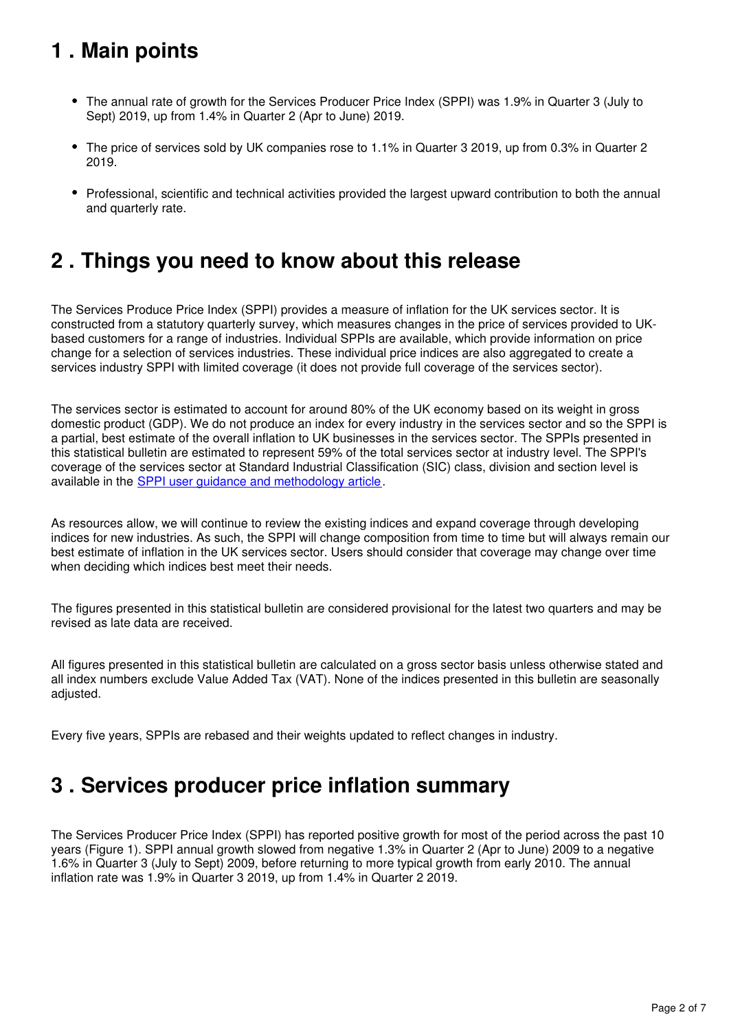## 1 . Main points

- The annual rate of growth for the Services Producer Price Index (SPPI) was 1.9% in Quarter 3 (July to Sept) 2019, up from 1.4% in Quarter 2 (Apr to June) 2019.
- The price of services sold by UK companies rose to 1.1% in Quarter 3 2019, up from 0.3% in Quarter 2 2019.
- Professional, scientific and technical activities provided the largest upward contribution to both the annual and quarterly rate.

## 2 . Things you need to know about this release

The Services Produce Price Index (SPPI) provides a measure of inflation for the UK services sector. It is constructed from a statutory quarterly survey, which measures changes in the price of services provided to UK-based customers for a range of industries. Individual SPPIs are available, which provide information on price change for a selection of services industries. These individual price indices are also aggregated to create a services industry SPPI with limited coverage (it does not provide full coverage of the services sector).

The services sector is estimated to account for around 80% of the UK economy based on its weight in gross domestic product (GDP). We do not produce an index for every industry in the services sector and so the SPPI is a partial, best estimate of the overall inflation to UK businesses in the services sector. The SPPIs presented in this statistical bulletin are estimated to represent 59% of the total services sector at industry level. The SPPI's coverage of the services sector at Standard Industrial Classification (SIC) class, division and section level is available in the [SPPI user guidance and methodology article](https://www.ons.gov.uk).

As resources allow, we will continue to review the existing indices and expand coverage through developing indices for new industries. As such, the SPPI will change composition from time to time but will always remain our best estimate of inflation in the UK services sector. Users should consider that coverage may change over time when deciding which indices best meet their needs.

The figures presented in this statistical bulletin are considered provisional for the latest two quarters and may be revised as late data are received.

All figures presented in this statistical bulletin are calculated on a gross sector basis unless otherwise stated and all index numbers exclude Value Added Tax (VAT). None of the indices presented in this bulletin are seasonally adjusted.

Every five years, SPPIs are rebased and their weights updated to reflect changes in industry.

## 3 . Services producer price inflation summary

The Services Producer Price Index (SPPI) has reported positive growth for most of the period across the past 10 years (Figure 1). SPPI annual growth slowed from negative 1.3% in Quarter 2 (Apr to June) 2009 to a negative 1.6% in Quarter 3 (July to Sept) 2009, before returning to more typical growth from early 2010. The annual inflation rate was 1.9% in Quarter 3 2019, up from 1.4% in Quarter 2 2019.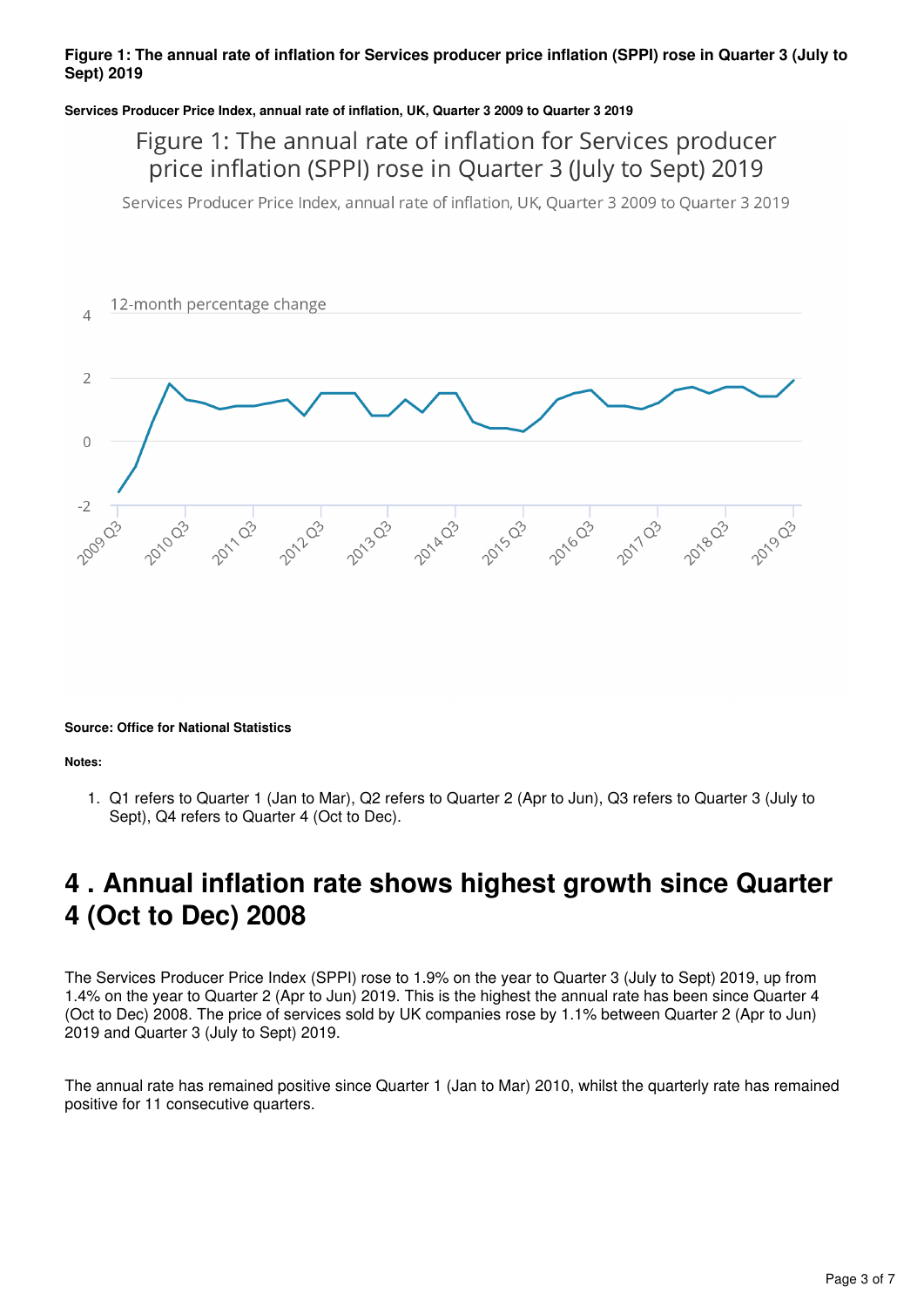**Figure 1: The annual rate of inflation for Services producer price inflation (SPPI) rose in Quarter 3 (July to Sept) 2019**

**Services Producer Price Index, annual rate of inflation, UK, Quarter 3 2009 to Quarter 3 2019**

**Source: Office for National Statistics**

**Notes:**

1. Q1 refers to Quarter 1 (Jan to Mar), Q2 refers to Quarter 2 (Apr to Jun), Q3 refers to Quarter 3 (July to Sept), Q4 refers to Quarter 4 (Oct to Dec).

## 4 . Annual inflation rate shows highest growth since Quarter 4 (Oct to Dec) 2008

The Services Producer Price Index (SPPI) rose to 1.9% on the year to Quarter 3 (July to Sept) 2019, up from 1.4% on the year to Quarter 2 (Apr to Jun) 2019. This is the highest the annual rate has been since Quarter 4 (Oct to Dec) 2008. The price of services sold by UK companies rose by 1.1% between Quarter 2 (Apr to Jun) 2019 and Quarter 3 (July to Sept) 2019.

The annual rate has remained positive since Quarter 1 (Jan to Mar) 2010, whilst the quarterly rate has remained positive for 11 consecutive quarters.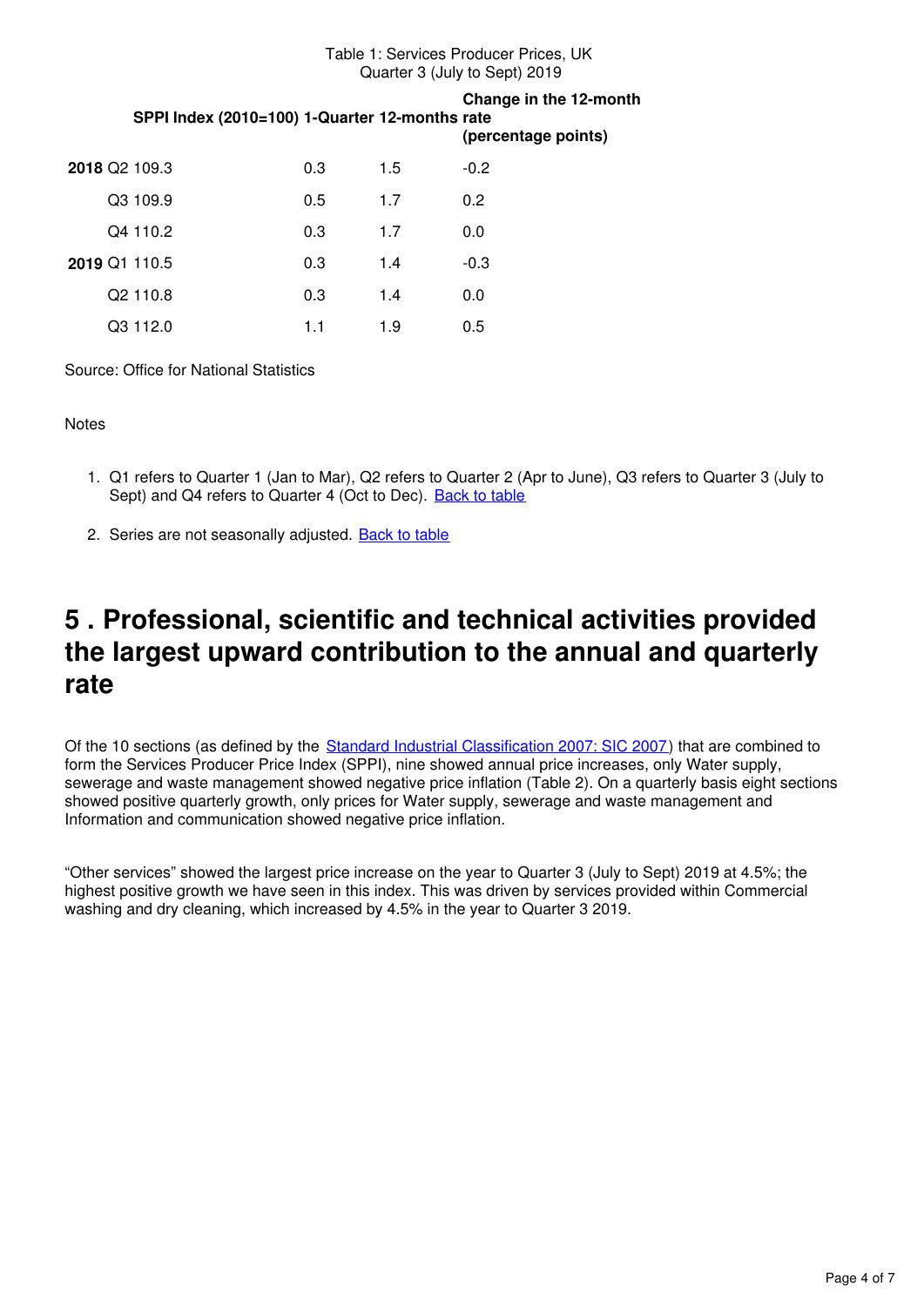Table 1: Services Producer Prices, UK
Quarter 3 (July to Sept) 2019

| | SPPI Index (2010=100) | 1-Quarter | 12-months | Change in the 12-month rate (percentage points) |
|---|---|---|---|---|
| **2018** Q2 | 109.3 | 0.3 | 1.5 | -0.2 |
| Q3 | 109.9 | 0.5 | 1.7 | 0.2 |
| Q4 | 110.2 | 0.3 | 1.7 | 0.0 |
| **2019** Q1 | 110.5 | 0.3 | 1.4 | -0.3 |
| Q2 | 110.8 | 0.3 | 1.4 | 0.0 |
| Q3 | 112.0 | 1.1 | 1.9 | 0.5 |

Source: Office for National Statistics

Notes

1. Q1 refers to Quarter 1 (Jan to Mar), Q2 refers to Quarter 2 (Apr to June), Q3 refers to Quarter 3 (July to Sept) and Q4 refers to Quarter 4 (Oct to Dec). Back to table

2. Series are not seasonally adjusted. Back to table

# 5 . Professional, scientific and technical activities provided the largest upward contribution to the annual and quarterly rate

Of the 10 sections (as defined by the Standard Industrial Classification 2007: SIC 2007) that are combined to form the Services Producer Price Index (SPPI), nine showed annual price increases, only Water supply, sewerage and waste management showed negative price inflation (Table 2). On a quarterly basis eight sections showed positive quarterly growth, only prices for Water supply, sewerage and waste management and Information and communication showed negative price inflation.

"Other services" showed the largest price increase on the year to Quarter 3 (July to Sept) 2019 at 4.5%; the highest positive growth we have seen in this index. This was driven by services provided within Commercial washing and dry cleaning, which increased by 4.5% in the year to Quarter 3 2019.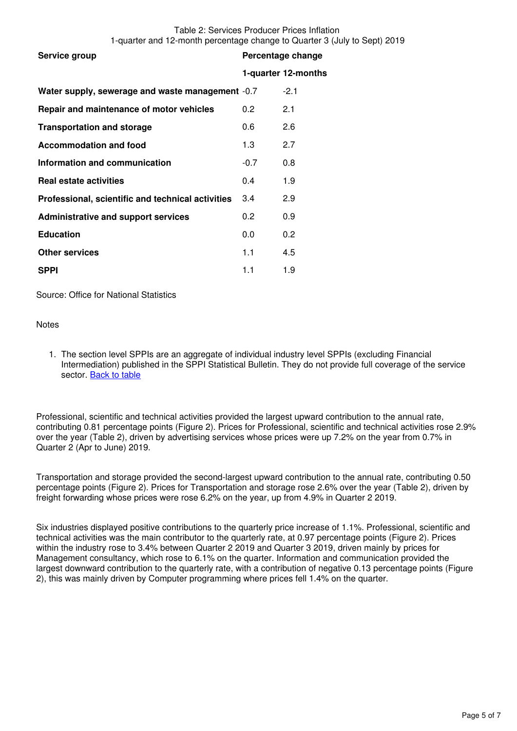Table 2: Services Producer Prices Inflation
1-quarter and 12-month percentage change to Quarter 3 (July to Sept) 2019

| Service group | Percentage change | |
|---|---|---|
| | 1-quarter | 12-months |
| **Water supply, sewerage and waste management** | -0.7 | -2.1 |
| **Repair and maintenance of motor vehicles** | 0.2 | 2.1 |
| **Transportation and storage** | 0.6 | 2.6 |
| **Accommodation and food** | 1.3 | 2.7 |
| **Information and communication** | -0.7 | 0.8 |
| **Real estate activities** | 0.4 | 1.9 |
| **Professional, scientific and technical activities** | 3.4 | 2.9 |
| **Administrative and support services** | 0.2 | 0.9 |
| **Education** | 0.0 | 0.2 |
| **Other services** | 1.1 | 4.5 |
| **SPPI** | 1.1 | 1.9 |

Source: Office for National Statistics

Notes

1. The section level SPPIs are an aggregate of individual industry level SPPIs (excluding Financial Intermediation) published in the SPPI Statistical Bulletin. They do not provide full coverage of the service sector. Back to table

Professional, scientific and technical activities provided the largest upward contribution to the annual rate, contributing 0.81 percentage points (Figure 2). Prices for Professional, scientific and technical activities rose 2.9% over the year (Table 2), driven by advertising services whose prices were up 7.2% on the year from 0.7% in Quarter 2 (Apr to June) 2019.

Transportation and storage provided the second-largest upward contribution to the annual rate, contributing 0.50 percentage points (Figure 2). Prices for Transportation and storage rose 2.6% over the year (Table 2), driven by freight forwarding whose prices were rose 6.2% on the year, up from 4.9% in Quarter 2 2019.

Six industries displayed positive contributions to the quarterly price increase of 1.1%. Professional, scientific and technical activities was the main contributor to the quarterly rate, at 0.97 percentage points (Figure 2). Prices within the industry rose to 3.4% between Quarter 2 2019 and Quarter 3 2019, driven mainly by prices for Management consultancy, which rose to 6.1% on the quarter. Information and communication provided the largest downward contribution to the quarterly rate, with a contribution of negative 0.13 percentage points (Figure 2), this was mainly driven by Computer programming where prices fell 1.4% on the quarter.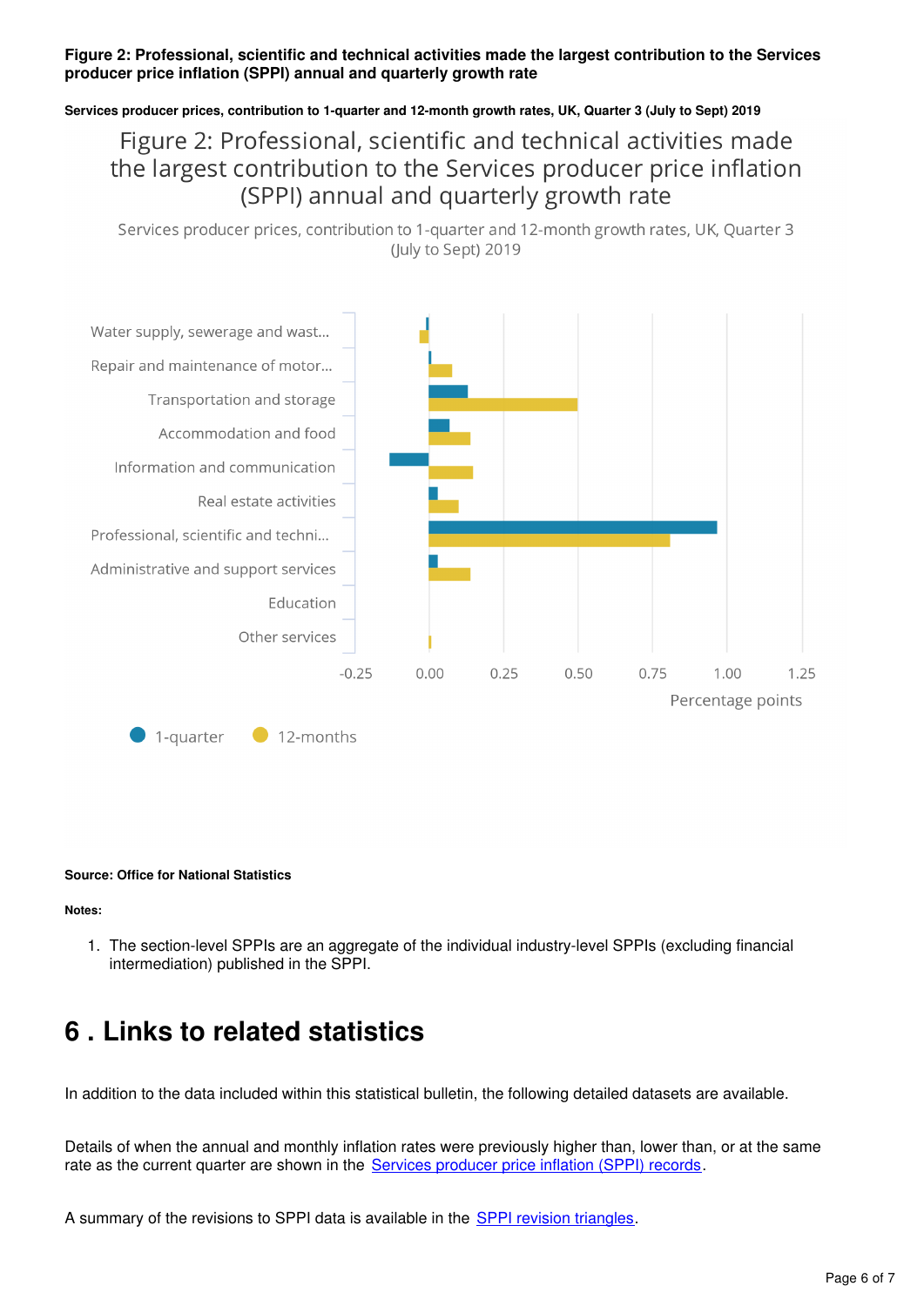**Figure 2: Professional, scientific and technical activities made the largest contribution to the Services producer price inflation (SPPI) annual and quarterly growth rate**

**Services producer prices, contribution to 1-quarter and 12-month growth rates, UK, Quarter 3 (July to Sept) 2019**

Figure 2: Professional, scientific and technical activities made the largest contribution to the Services producer price inflation (SPPI) annual and quarterly growth rate

Services producer prices, contribution to 1-quarter and 12-month growth rates, UK, Quarter 3 (July to Sept) 2019

Water supply, sewerage and wast...

Repair and maintenance of motor...

Transportation and storage

Accommodation and food

Information and communication

Real estate activities

Professional, scientific and techni...

Administrative and support services

Education

Other services

-0.25 0.00 0.25 0.50 0.75 1.00 1.25

Percentage points

1-quarter 12-months

**Source: Office for National Statistics**

**Notes:**

1. The section-level SPPIs are an aggregate of the individual industry-level SPPIs (excluding financial intermediation) published in the SPPI.

# 6 . Links to related statistics

In addition to the data included within this statistical bulletin, the following detailed datasets are available.

Details of when the annual and monthly inflation rates were previously higher than, lower than, or at the same rate as the current quarter are shown in the Services producer price inflation (SPPI) records.

A summary of the revisions to SPPI data is available in the SPPI revision triangles.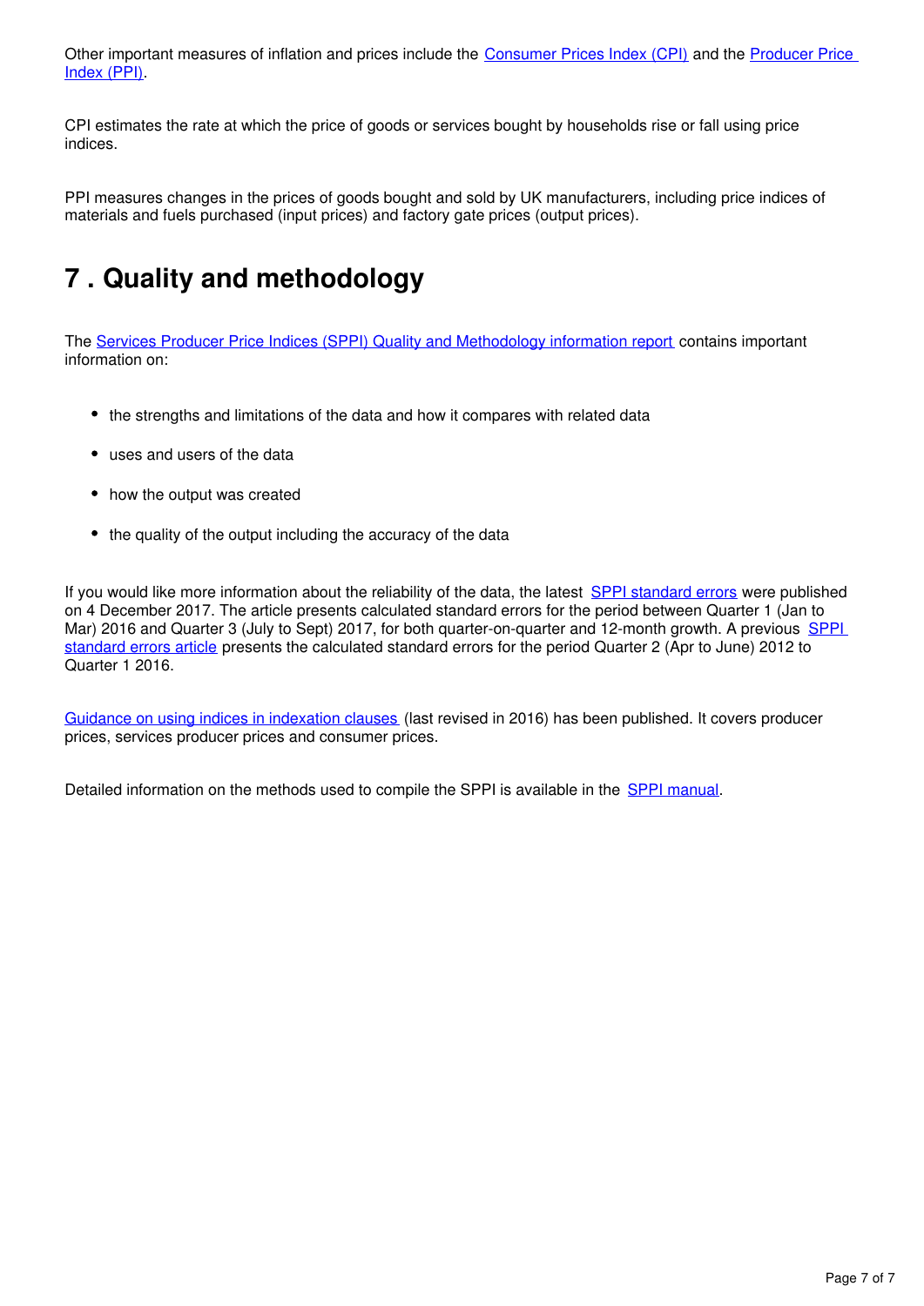Other important measures of inflation and prices include the [Consumer Prices Index (CPI)](#) and the [Producer Price Index (PPI)](#).

CPI estimates the rate at which the price of goods or services bought by households rise or fall using price indices.

PPI measures changes in the prices of goods bought and sold by UK manufacturers, including price indices of materials and fuels purchased (input prices) and factory gate prices (output prices).

# 7 . Quality and methodology

The [Services Producer Price Indices (SPPI) Quality and Methodology information report](#) contains important information on:

- the strengths and limitations of the data and how it compares with related data
- uses and users of the data
- how the output was created
- the quality of the output including the accuracy of the data

If you would like more information about the reliability of the data, the latest [SPPI standard errors](#) were published on 4 December 2017. The article presents calculated standard errors for the period between Quarter 1 (Jan to Mar) 2016 and Quarter 3 (July to Sept) 2017, for both quarter-on-quarter and 12-month growth. A previous [SPPI standard errors article](#) presents the calculated standard errors for the period Quarter 2 (Apr to June) 2012 to Quarter 1 2016.

[Guidance on using indices in indexation clauses](#) (last revised in 2016) has been published. It covers producer prices, services producer prices and consumer prices.

Detailed information on the methods used to compile the SPPI is available in the [SPPI manual](#).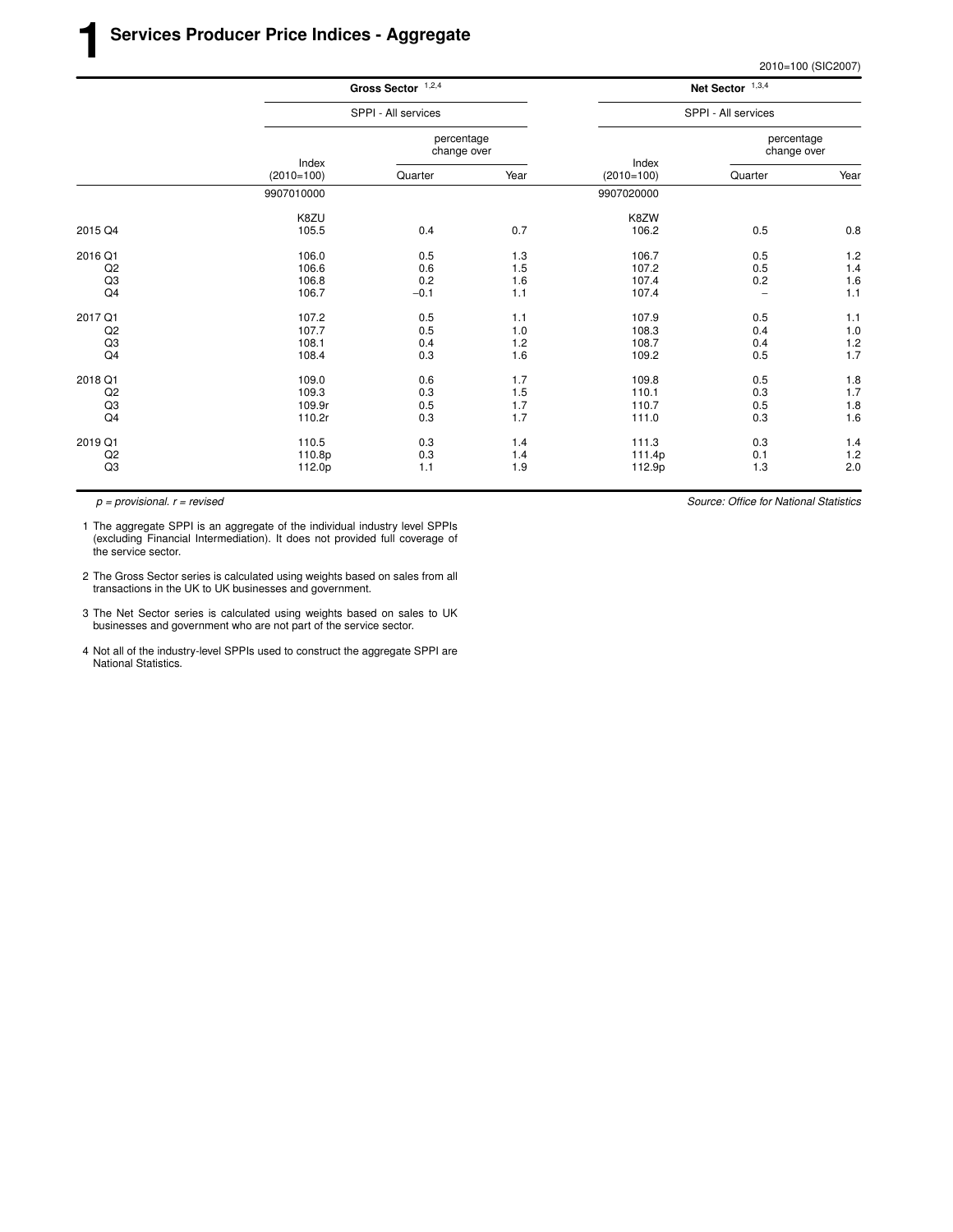# 1 Services Producer Price Indices - Aggregate

2010=100 (SIC2007)

| | Gross Sector [1,2,4] | | | Net Sector [1,3,4] | | |
|---|---|---|---|---|---|---|
| | SPPI - All services | | | SPPI - All services | | |
| | Index (2010=100) | percentage change over Quarter | percentage change over Year | Index (2010=100) | percentage change over Quarter | percentage change over Year |
| | 9907010000 | | | 9907020000 | | |
| | K8ZU | | | K8ZW | | |
| 2015 Q4 | 105.5 | 0.4 | 0.7 | 106.2 | 0.5 | 0.8 |
| 2016 Q1 | 106.0 | 0.5 | 1.3 | 106.7 | 0.5 | 1.2 |
| Q2 | 106.6 | 0.6 | 1.5 | 107.2 | 0.5 | 1.4 |
| Q3 | 106.8 | 0.2 | 1.6 | 107.4 | 0.2 | 1.6 |
| Q4 | 106.7 | −0.1 | 1.1 | 107.4 | – | 1.1 |
| 2017 Q1 | 107.2 | 0.5 | 1.1 | 107.9 | 0.5 | 1.1 |
| Q2 | 107.7 | 0.5 | 1.0 | 108.3 | 0.4 | 1.0 |
| Q3 | 108.1 | 0.4 | 1.2 | 108.7 | 0.4 | 1.2 |
| Q4 | 108.4 | 0.3 | 1.6 | 109.2 | 0.5 | 1.7 |
| 2018 Q1 | 109.0 | 0.6 | 1.7 | 109.8 | 0.5 | 1.8 |
| Q2 | 109.3 | 0.3 | 1.5 | 110.1 | 0.3 | 1.7 |
| Q3 | 109.9r | 0.5 | 1.7 | 110.7 | 0.5 | 1.8 |
| Q4 | 110.2r | 0.3 | 1.7 | 111.0 | 0.3 | 1.6 |
| 2019 Q1 | 110.5 | 0.3 | 1.4 | 111.3 | 0.3 | 1.4 |
| Q2 | 110.8p | 0.3 | 1.4 | 111.4p | 0.1 | 1.2 |
| Q3 | 112.0p | 1.1 | 1.9 | 112.9p | 1.3 | 2.0 |

*p = provisional. r = revised*

*Source: Office for National Statistics*

1 The aggregate SPPI is an aggregate of the individual industry level SPPIs (excluding Financial Intermediation). It does not provided full coverage of the service sector.

2 The Gross Sector series is calculated using weights based on sales from all transactions in the UK to UK businesses and government.

3 The Net Sector series is calculated using weights based on sales to UK businesses and government who are not part of the service sector.

4 Not all of the industry-level SPPIs used to construct the aggregate SPPI are National Statistics.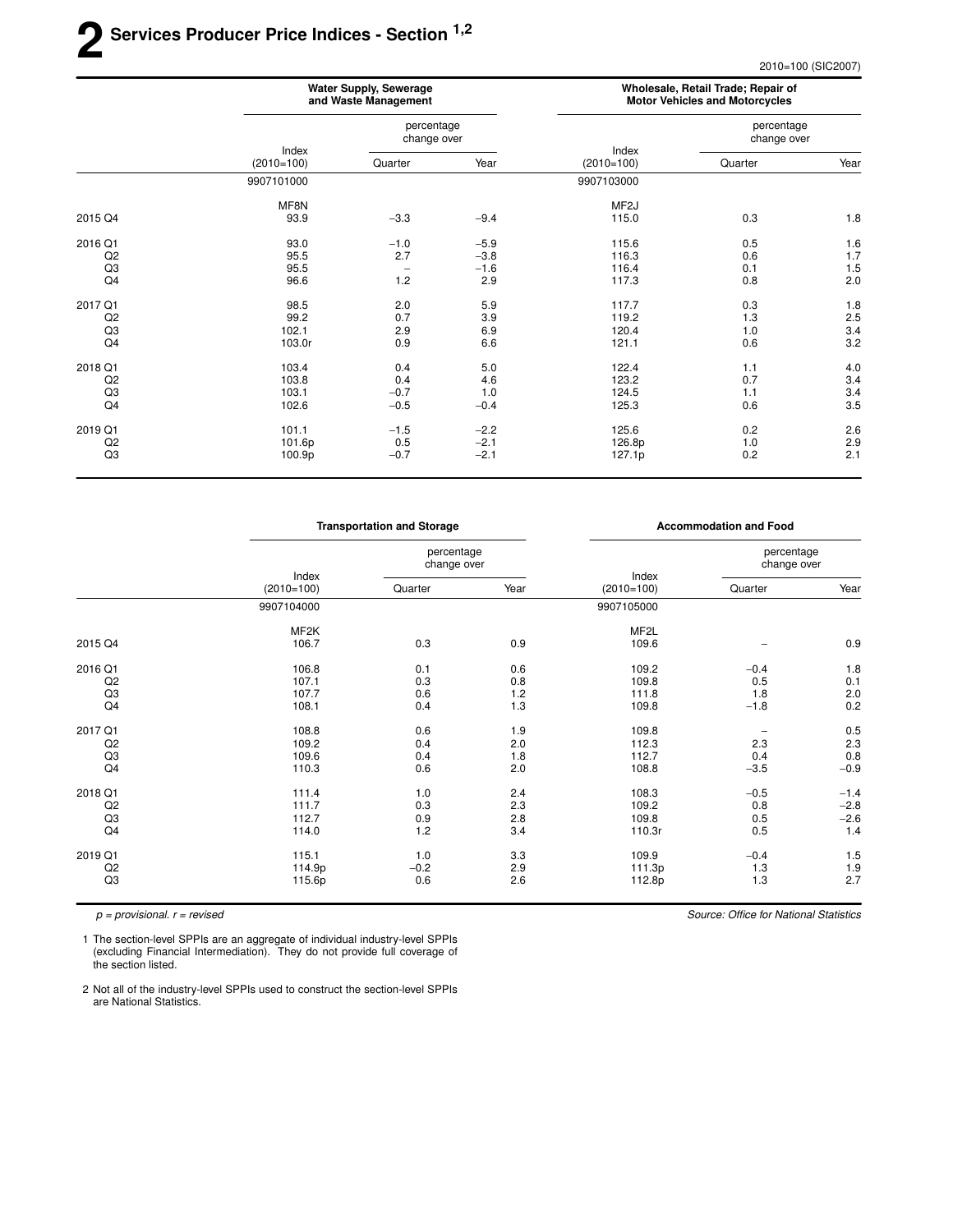# 2 Services Producer Price Indices - Section [1,2]

2010=100 (SIC2007)

| | Water Supply, Sewerage and Waste Management | | | Wholesale, Retail Trade; Repair of Motor Vehicles and Motorcycles | | |
|---|---|---|---|---|---|---|
| | Index (2010=100) | percentage change over Quarter | percentage change over Year | Index (2010=100) | percentage change over Quarter | percentage change over Year |
| | 9907101000 | | | 9907103000 | | |
| | MF8N | | | MF2J | | |
| 2015 Q4 | 93.9 | −3.3 | −9.4 | 115.0 | 0.3 | 1.8 |
| 2016 Q1 | 93.0 | −1.0 | −5.9 | 115.6 | 0.5 | 1.6 |
| Q2 | 95.5 | 2.7 | −3.8 | 116.3 | 0.6 | 1.7 |
| Q3 | 95.5 | – | −1.6 | 116.4 | 0.1 | 1.5 |
| Q4 | 96.6 | 1.2 | 2.9 | 117.3 | 0.8 | 2.0 |
| 2017 Q1 | 98.5 | 2.0 | 5.9 | 117.7 | 0.3 | 1.8 |
| Q2 | 99.2 | 0.7 | 3.9 | 119.2 | 1.3 | 2.5 |
| Q3 | 102.1 | 2.9 | 6.9 | 120.4 | 1.0 | 3.4 |
| Q4 | 103.0r | 0.9 | 6.6 | 121.1 | 0.6 | 3.2 |
| 2018 Q1 | 103.4 | 0.4 | 5.0 | 122.4 | 1.1 | 4.0 |
| Q2 | 103.8 | 0.4 | 4.6 | 123.2 | 0.7 | 3.4 |
| Q3 | 103.1 | −0.7 | 1.0 | 124.5 | 1.1 | 3.4 |
| Q4 | 102.6 | −0.5 | −0.4 | 125.3 | 0.6 | 3.5 |
| 2019 Q1 | 101.1 | −1.5 | −2.2 | 125.6 | 0.2 | 2.6 |
| Q2 | 101.6p | 0.5 | −2.1 | 126.8p | 1.0 | 2.9 |
| Q3 | 100.9p | −0.7 | −2.1 | 127.1p | 0.2 | 2.1 |

| | Transportation and Storage | | | Accommodation and Food | | |
|---|---|---|---|---|---|---|
| | Index (2010=100) | percentage change over Quarter | percentage change over Year | Index (2010=100) | percentage change over Quarter | percentage change over Year |
| | 9907104000 | | | 9907105000 | | |
| | MF2K | | | MF2L | | |
| 2015 Q4 | 106.7 | 0.3 | 0.9 | 109.6 | – | 0.9 |
| 2016 Q1 | 106.8 | 0.1 | 0.6 | 109.2 | −0.4 | 1.8 |
| Q2 | 107.1 | 0.3 | 0.8 | 109.8 | 0.5 | 0.1 |
| Q3 | 107.7 | 0.6 | 1.2 | 111.8 | 1.8 | 2.0 |
| Q4 | 108.1 | 0.4 | 1.3 | 109.8 | −1.8 | 0.2 |
| 2017 Q1 | 108.8 | 0.6 | 1.9 | 109.8 | – | 0.5 |
| Q2 | 109.2 | 0.4 | 2.0 | 112.3 | 2.3 | 2.3 |
| Q3 | 109.6 | 0.4 | 1.8 | 112.7 | 0.4 | 0.8 |
| Q4 | 110.3 | 0.6 | 2.0 | 108.8 | −3.5 | −0.9 |
| 2018 Q1 | 111.4 | 1.0 | 2.4 | 108.3 | −0.5 | −1.4 |
| Q2 | 111.7 | 0.3 | 2.3 | 109.2 | 0.8 | −2.8 |
| Q3 | 112.7 | 0.9 | 2.8 | 109.8 | 0.5 | −2.6 |
| Q4 | 114.0 | 1.2 | 3.4 | 110.3r | 0.5 | 1.4 |
| 2019 Q1 | 115.1 | 1.0 | 3.3 | 109.9 | −0.4 | 1.5 |
| Q2 | 114.9p | −0.2 | 2.9 | 111.3p | 1.3 | 1.9 |
| Q3 | 115.6p | 0.6 | 2.6 | 112.8p | 1.3 | 2.7 |

*p = provisional. r = revised*

*Source: Office for National Statistics*

1 The section-level SPPIs are an aggregate of individual industry-level SPPIs (excluding Financial Intermediation). They do not provide full coverage of the section listed.

2 Not all of the industry-level SPPIs used to construct the section-level SPPIs are National Statistics.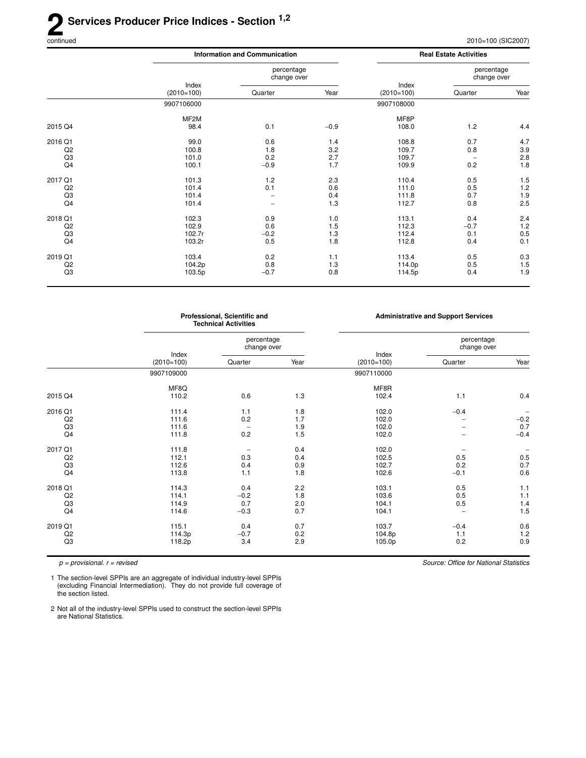# 2 Services Producer Price Indices - Section [1,2]

continued

2010=100 (SIC2007)

| | Information and Communication | | | Real Estate Activities | | |
|---|---|---|---|---|---|---|
| | Index (2010=100) | percentage change over Quarter | Year | Index (2010=100) | percentage change over Quarter | Year |
| | 9907106000 | | | 9907108000 | | |
| | MF2M | | | MF8P | | |
| 2015 Q4 | 98.4 | 0.1 | −0.9 | 108.0 | 1.2 | 4.4 |
| 2016 Q1 | 99.0 | 0.6 | 1.4 | 108.8 | 0.7 | 4.7 |
| Q2 | 100.8 | 1.8 | 3.2 | 109.7 | 0.8 | 3.9 |
| Q3 | 101.0 | 0.2 | 2.7 | 109.7 | – | 2.8 |
| Q4 | 100.1 | −0.9 | 1.7 | 109.9 | 0.2 | 1.8 |
| 2017 Q1 | 101.3 | 1.2 | 2.3 | 110.4 | 0.5 | 1.5 |
| Q2 | 101.4 | 0.1 | 0.6 | 111.0 | 0.5 | 1.2 |
| Q3 | 101.4 | – | 0.4 | 111.8 | 0.7 | 1.9 |
| Q4 | 101.4 | – | 1.3 | 112.7 | 0.8 | 2.5 |
| 2018 Q1 | 102.3 | 0.9 | 1.0 | 113.1 | 0.4 | 2.4 |
| Q2 | 102.9 | 0.6 | 1.5 | 112.3 | −0.7 | 1.2 |
| Q3 | 102.7r | −0.2 | 1.3 | 112.4 | 0.1 | 0.5 |
| Q4 | 103.2r | 0.5 | 1.8 | 112.8 | 0.4 | 0.1 |
| 2019 Q1 | 103.4 | 0.2 | 1.1 | 113.4 | 0.5 | 0.3 |
| Q2 | 104.2p | 0.8 | 1.3 | 114.0p | 0.5 | 1.5 |
| Q3 | 103.5p | −0.7 | 0.8 | 114.5p | 0.4 | 1.9 |

| | Professional, Scientific and Technical Activities | | | Administrative and Support Services | | |
|---|---|---|---|---|---|---|
| | Index (2010=100) | percentage change over Quarter | Year | Index (2010=100) | percentage change over Quarter | Year |
| | 9907109000 | | | 9907110000 | | |
| | MF8Q | | | MF8R | | |
| 2015 Q4 | 110.2 | 0.6 | 1.3 | 102.4 | 1.1 | 0.4 |
| 2016 Q1 | 111.4 | 1.1 | 1.8 | 102.0 | −0.4 | – |
| Q2 | 111.6 | 0.2 | 1.7 | 102.0 | – | −0.2 |
| Q3 | 111.6 | – | 1.9 | 102.0 | – | 0.7 |
| Q4 | 111.8 | 0.2 | 1.5 | 102.0 | – | −0.4 |
| 2017 Q1 | 111.8 | – | 0.4 | 102.0 | – | – |
| Q2 | 112.1 | 0.3 | 0.4 | 102.5 | 0.5 | 0.5 |
| Q3 | 112.6 | 0.4 | 0.9 | 102.7 | 0.2 | 0.7 |
| Q4 | 113.8 | 1.1 | 1.8 | 102.6 | −0.1 | 0.6 |
| 2018 Q1 | 114.3 | 0.4 | 2.2 | 103.1 | 0.5 | 1.1 |
| Q2 | 114.1 | −0.2 | 1.8 | 103.6 | 0.5 | 1.1 |
| Q3 | 114.9 | 0.7 | 2.0 | 104.1 | 0.5 | 1.4 |
| Q4 | 114.6 | −0.3 | 0.7 | 104.1 | – | 1.5 |
| 2019 Q1 | 115.1 | 0.4 | 0.7 | 103.7 | −0.4 | 0.6 |
| Q2 | 114.3p | −0.7 | 0.2 | 104.8p | 1.1 | 1.2 |
| Q3 | 118.2p | 3.4 | 2.9 | 105.0p | 0.2 | 0.9 |

*p = provisional. r = revised*

*Source: Office for National Statistics*

1 The section-level SPPIs are an aggregate of individual industry-level SPPIs (excluding Financial Intermediation). They do not provide full coverage of the section listed.

2 Not all of the industry-level SPPIs used to construct the section-level SPPIs are National Statistics.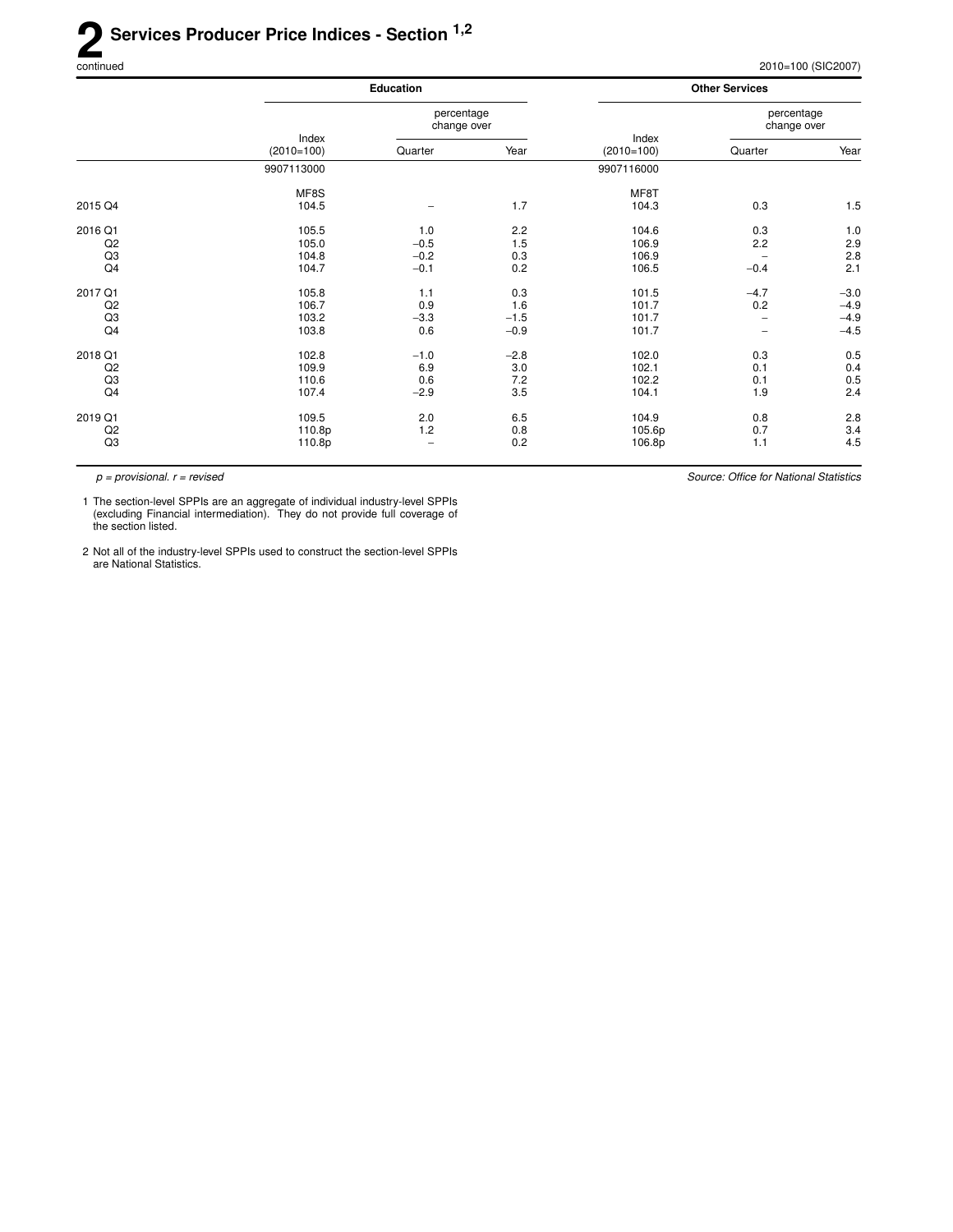# 2 Services Producer Price Indices - Section [1,2]

continued

2010=100 (SIC2007)

| | Education | | | Other Services | | |
|---|---|---|---|---|---|---|
| | Index (2010=100) | percentage change over Quarter | Year | Index (2010=100) | percentage change over Quarter | Year |
| | 9907113000 | | | 9907116000 | | |
| | MF8S | | | MF8T | | |
| 2015 Q4 | 104.5 | – | 1.7 | 104.3 | 0.3 | 1.5 |
| 2016 Q1 | 105.5 | 1.0 | 2.2 | 104.6 | 0.3 | 1.0 |
| Q2 | 105.0 | −0.5 | 1.5 | 106.9 | 2.2 | 2.9 |
| Q3 | 104.8 | −0.2 | 0.3 | 106.9 | – | 2.8 |
| Q4 | 104.7 | −0.1 | 0.2 | 106.5 | −0.4 | 2.1 |
| 2017 Q1 | 105.8 | 1.1 | 0.3 | 101.5 | −4.7 | −3.0 |
| Q2 | 106.7 | 0.9 | 1.6 | 101.7 | 0.2 | −4.9 |
| Q3 | 103.2 | −3.3 | −1.5 | 101.7 | – | −4.9 |
| Q4 | 103.8 | 0.6 | −0.9 | 101.7 | – | −4.5 |
| 2018 Q1 | 102.8 | −1.0 | −2.8 | 102.0 | 0.3 | 0.5 |
| Q2 | 109.9 | 6.9 | 3.0 | 102.1 | 0.1 | 0.4 |
| Q3 | 110.6 | 0.6 | 7.2 | 102.2 | 0.1 | 0.5 |
| Q4 | 107.4 | −2.9 | 3.5 | 104.1 | 1.9 | 2.4 |
| 2019 Q1 | 109.5 | 2.0 | 6.5 | 104.9 | 0.8 | 2.8 |
| Q2 | 110.8p | 1.2 | 0.8 | 105.6p | 0.7 | 3.4 |
| Q3 | 110.8p | – | 0.2 | 106.8p | 1.1 | 4.5 |

*p = provisional. r = revised*

*Source: Office for National Statistics*

1 The section-level SPPIs are an aggregate of individual industry-level SPPIs (excluding Financial intermediation). They do not provide full coverage of the section listed.

2 Not all of the industry-level SPPIs used to construct the section-level SPPIs are National Statistics.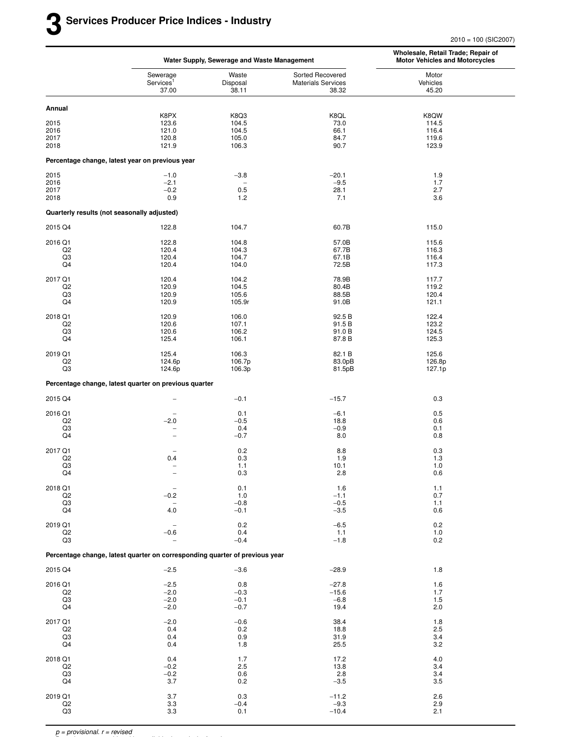# 3 Services Producer Price Indices - Industry

2010 = 100 (SIC2007)

| | Water Supply, Sewerage and Waste Management | | | Wholesale, Retail Trade; Repair of Motor Vehicles and Motorcycles |
|---|---|---|---|---|
| | Sewerage Services[1] 37.00 | Waste Disposal 38.11 | Sorted Recovered Materials Services 38.32 | Motor Vehicles 45.20 |
| **Annual** | | | | |
| | K8PX | K8Q3 | K8QL | K8QW |
| 2015 | 123.6 | 104.5 | 73.0 | 114.5 |
| 2016 | 121.0 | 104.5 | 66.1 | 116.4 |
| 2017 | 120.8 | 105.0 | 84.7 | 119.6 |
| 2018 | 121.9 | 106.3 | 90.7 | 123.9 |
| **Percentage change, latest year on previous year** | | | | |
| 2015 | −1.0 | −3.8 | −20.1 | 1.9 |
| 2016 | −2.1 | – | −9.5 | 1.7 |
| 2017 | −0.2 | 0.5 | 28.1 | 2.7 |
| 2018 | 0.9 | 1.2 | 7.1 | 3.6 |
| **Quarterly results (not seasonally adjusted)** | | | | |
| 2015 Q4 | 122.8 | 104.7 | 60.7B | 115.0 |
| 2016 Q1 | 122.8 | 104.8 | 57.0B | 115.6 |
| Q2 | 120.4 | 104.3 | 67.7B | 116.3 |
| Q3 | 120.4 | 104.7 | 67.1B | 116.4 |
| Q4 | 120.4 | 104.0 | 72.5B | 117.3 |
| 2017 Q1 | 120.4 | 104.2 | 78.9B | 117.7 |
| Q2 | 120.9 | 104.5 | 80.4B | 119.2 |
| Q3 | 120.9 | 105.6 | 88.5B | 120.4 |
| Q4 | 120.9 | 105.9r | 91.0B | 121.1 |
| 2018 Q1 | 120.9 | 106.0 | 92.5 B | 122.4 |
| Q2 | 120.6 | 107.1 | 91.5 B | 123.2 |
| Q3 | 120.6 | 106.2 | 91.0 B | 124.5 |
| Q4 | 125.4 | 106.1 | 87.8 B | 125.3 |
| 2019 Q1 | 125.4 | 106.3 | 82.1 B | 125.6 |
| Q2 | 124.6p | 106.7p | 83.0pB | 126.8p |
| Q3 | 124.6p | 106.3p | 81.5pB | 127.1p |
| **Percentage change, latest quarter on previous quarter** | | | | |
| 2015 Q4 | – | −0.1 | −15.7 | 0.3 |
| 2016 Q1 | – | 0.1 | −6.1 | 0.5 |
| Q2 | −2.0 | −0.5 | 18.8 | 0.6 |
| Q3 | – | 0.4 | −0.9 | 0.1 |
| Q4 | – | −0.7 | 8.0 | 0.8 |
| 2017 Q1 | – | 0.2 | 8.8 | 0.3 |
| Q2 | 0.4 | 0.3 | 1.9 | 1.3 |
| Q3 | – | 1.1 | 10.1 | 1.0 |
| Q4 | – | 0.3 | 2.8 | 0.6 |
| 2018 Q1 | – | 0.1 | 1.6 | 1.1 |
| Q2 | −0.2 | 1.0 | −1.1 | 0.7 |
| Q3 | – | −0.8 | −0.5 | 1.1 |
| Q4 | 4.0 | −0.1 | −3.5 | 0.6 |
| 2019 Q1 | – | 0.2 | −6.5 | 0.2 |
| Q2 | −0.6 | 0.4 | 1.1 | 1.0 |
| Q3 | – | −0.4 | −1.8 | 0.2 |
| **Percentage change, latest quarter on corresponding quarter of previous year** | | | | |
| 2015 Q4 | −2.5 | −3.6 | −28.9 | 1.8 |
| 2016 Q1 | −2.5 | 0.8 | −27.8 | 1.6 |
| Q2 | −2.0 | −0.3 | −15.6 | 1.7 |
| Q3 | −2.0 | −0.1 | −6.8 | 1.5 |
| Q4 | −2.0 | −0.7 | 19.4 | 2.0 |
| 2017 Q1 | −2.0 | −0.6 | 38.4 | 1.8 |
| Q2 | 0.4 | 0.2 | 18.8 | 2.5 |
| Q3 | 0.4 | 0.9 | 31.9 | 3.4 |
| Q4 | 0.4 | 1.8 | 25.5 | 3.2 |
| 2018 Q1 | 0.4 | 1.7 | 17.2 | 4.0 |
| Q2 | −0.2 | 2.5 | 13.8 | 3.4 |
| Q3 | −0.2 | 0.6 | 2.8 | 3.4 |
| Q4 | 3.7 | 0.2 | −3.5 | 3.5 |
| 2019 Q1 | 3.7 | 0.3 | −11.2 | 2.6 |
| Q2 | 3.3 | −0.4 | −9.3 | 2.9 |
| Q3 | 3.3 | 0.1 | −10.4 | 2.1 |

*p = provisional. r = revised*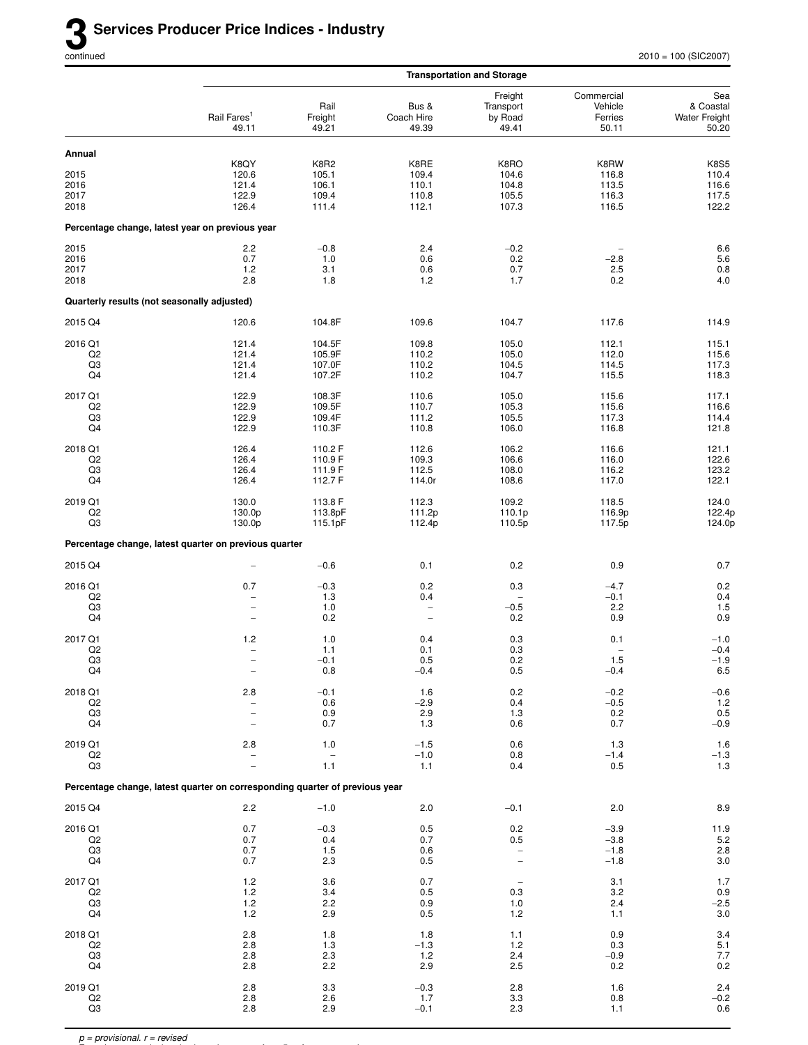# 3 Services Producer Price Indices - Industry

continued

2010 = 100 (SIC2007)

| | Transportation and Storage | | | | | |
|---|---|---|---|---|---|---|
| | Rail Fares[1] 49.11 | Rail Freight 49.21 | Bus & Coach Hire 49.39 | Freight Transport by Road 49.41 | Commercial Vehicle Ferries 50.11 | Sea & Coastal Water Freight 50.20 |
| **Annual** | | | | | | |
| | K8QY | K8R2 | K8RE | K8RO | K8RW | K8S5 |
| 2015 | 120.6 | 105.1 | 109.4 | 104.6 | 116.8 | 110.4 |
| 2016 | 121.4 | 106.1 | 110.1 | 104.8 | 113.5 | 116.6 |
| 2017 | 122.9 | 109.4 | 110.8 | 105.5 | 116.3 | 117.5 |
| 2018 | 126.4 | 111.4 | 112.1 | 107.3 | 116.5 | 122.2 |
| **Percentage change, latest year on previous year** | | | | | | |
| 2015 | 2.2 | −0.8 | 2.4 | −0.2 | – | 6.6 |
| 2016 | 0.7 | 1.0 | 0.6 | 0.2 | −2.8 | 5.6 |
| 2017 | 1.2 | 3.1 | 0.6 | 0.7 | 2.5 | 0.8 |
| 2018 | 2.8 | 1.8 | 1.2 | 1.7 | 0.2 | 4.0 |
| **Quarterly results (not seasonally adjusted)** | | | | | | |
| 2015 Q4 | 120.6 | 104.8F | 109.6 | 104.7 | 117.6 | 114.9 |
| 2016 Q1 | 121.4 | 104.5F | 109.8 | 105.0 | 112.1 | 115.1 |
| Q2 | 121.4 | 105.9F | 110.2 | 105.0 | 112.0 | 115.6 |
| Q3 | 121.4 | 107.0F | 110.2 | 104.5 | 114.5 | 117.3 |
| Q4 | 121.4 | 107.2F | 110.2 | 104.7 | 115.5 | 118.3 |
| 2017 Q1 | 122.9 | 108.3F | 110.6 | 105.0 | 115.6 | 117.1 |
| Q2 | 122.9 | 109.5F | 110.7 | 105.3 | 115.6 | 116.6 |
| Q3 | 122.9 | 109.4F | 111.2 | 105.5 | 117.3 | 114.4 |
| Q4 | 122.9 | 110.3F | 110.8 | 106.0 | 116.8 | 121.8 |
| 2018 Q1 | 126.4 | 110.2 F | 112.6 | 106.2 | 116.6 | 121.1 |
| Q2 | 126.4 | 110.9 F | 109.3 | 106.6 | 116.0 | 122.6 |
| Q3 | 126.4 | 111.9 F | 112.5 | 108.0 | 116.2 | 123.2 |
| Q4 | 126.4 | 112.7 F | 114.0r | 108.6 | 117.0 | 122.1 |
| 2019 Q1 | 130.0 | 113.8 F | 112.3 | 109.2 | 118.5 | 124.0 |
| Q2 | 130.0p | 113.8pF | 111.2p | 110.1p | 116.9p | 122.4p |
| Q3 | 130.0p | 115.1pF | 112.4p | 110.5p | 117.5p | 124.0p |
| **Percentage change, latest quarter on previous quarter** | | | | | | |
| 2015 Q4 | – | −0.6 | 0.1 | 0.2 | 0.9 | 0.7 |
| 2016 Q1 | 0.7 | −0.3 | 0.2 | 0.3 | −4.7 | 0.2 |
| Q2 | – | 1.3 | 0.4 | – | −0.1 | 0.4 |
| Q3 | – | 1.0 | – | −0.5 | 2.2 | 1.5 |
| Q4 | – | 0.2 | – | 0.2 | 0.9 | 0.9 |
| 2017 Q1 | 1.2 | 1.0 | 0.4 | 0.3 | 0.1 | −1.0 |
| Q2 | – | 1.1 | 0.1 | 0.3 | – | −0.4 |
| Q3 | – | −0.1 | 0.5 | 0.2 | 1.5 | −1.9 |
| Q4 | – | 0.8 | −0.4 | 0.5 | −0.4 | 6.5 |
| 2018 Q1 | 2.8 | −0.1 | 1.6 | 0.2 | −0.2 | −0.6 |
| Q2 | – | 0.6 | −2.9 | 0.4 | −0.5 | 1.2 |
| Q3 | – | 0.9 | 2.9 | 1.3 | 0.2 | 0.5 |
| Q4 | – | 0.7 | 1.3 | 0.6 | 0.7 | −0.9 |
| 2019 Q1 | 2.8 | 1.0 | −1.5 | 0.6 | 1.3 | 1.6 |
| Q2 | – | – | −1.0 | 0.8 | −1.4 | −1.3 |
| Q3 | – | 1.1 | 1.1 | 0.4 | 0.5 | 1.3 |
| **Percentage change, latest quarter on corresponding quarter of previous year** | | | | | | |
| 2015 Q4 | 2.2 | −1.0 | 2.0 | −0.1 | 2.0 | 8.9 |
| 2016 Q1 | 0.7 | −0.3 | 0.5 | 0.2 | −3.9 | 11.9 |
| Q2 | 0.7 | 0.4 | 0.7 | 0.5 | −3.8 | 5.2 |
| Q3 | 0.7 | 1.5 | 0.6 | – | −1.8 | 2.8 |
| Q4 | 0.7 | 2.3 | 0.5 | – | −1.8 | 3.0 |
| 2017 Q1 | 1.2 | 3.6 | 0.7 | – | 3.1 | 1.7 |
| Q2 | 1.2 | 3.4 | 0.5 | 0.3 | 3.2 | 0.9 |
| Q3 | 1.2 | 2.2 | 0.9 | 1.0 | 2.4 | −2.5 |
| Q4 | 1.2 | 2.9 | 0.5 | 1.2 | 1.1 | 3.0 |
| 2018 Q1 | 2.8 | 1.8 | 1.8 | 1.1 | 0.9 | 3.4 |
| Q2 | 2.8 | 1.3 | −1.3 | 1.2 | 0.3 | 5.1 |
| Q3 | 2.8 | 2.3 | 1.2 | 2.4 | −0.9 | 7.7 |
| Q4 | 2.8 | 2.2 | 2.9 | 2.5 | 0.2 | 0.2 |
| 2019 Q1 | 2.8 | 3.3 | −0.3 | 2.8 | 1.6 | 2.4 |
| Q2 | 2.8 | 2.6 | 1.7 | 3.3 | 0.8 | −0.2 |
| Q3 | 2.8 | 2.9 | −0.1 | 2.3 | 1.1 | 0.6 |

*p = provisional. r = revised*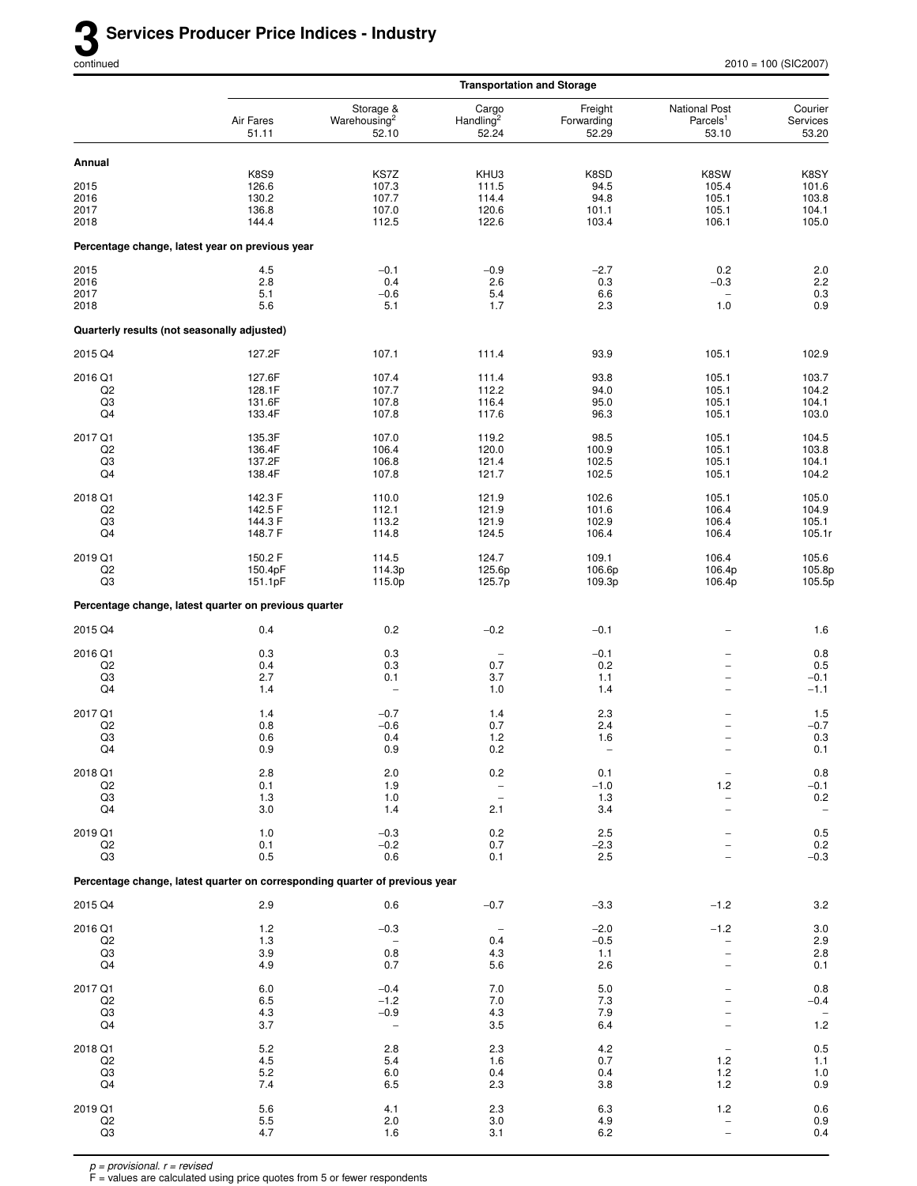# 3 Services Producer Price Indices - Industry

continued

2010 = 100 (SIC2007)

| | Transportation and Storage | | | | | |
|---|---|---|---|---|---|---|
| | Air Fares 51.11 | Storage & Warehousing[2] 52.10 | Cargo Handling[2] 52.24 | Freight Forwarding 52.29 | National Post Parcels[1] 53.10 | Courier Services 53.20 |
| **Annual** | | | | | | |
| | K8S9 | KS7Z | KHU3 | K8SD | K8SW | K8SY |
| 2015 | 126.6 | 107.3 | 111.5 | 94.5 | 105.4 | 101.6 |
| 2016 | 130.2 | 107.7 | 114.4 | 94.8 | 105.1 | 103.8 |
| 2017 | 136.8 | 107.0 | 120.6 | 101.1 | 105.1 | 104.1 |
| 2018 | 144.4 | 112.5 | 122.6 | 103.4 | 106.1 | 105.0 |
| **Percentage change, latest year on previous year** | | | | | | |
| 2015 | 4.5 | −0.1 | −0.9 | −2.7 | 0.2 | 2.0 |
| 2016 | 2.8 | 0.4 | 2.6 | 0.3 | −0.3 | 2.2 |
| 2017 | 5.1 | −0.6 | 5.4 | 6.6 | – | 0.3 |
| 2018 | 5.6 | 5.1 | 1.7 | 2.3 | 1.0 | 0.9 |
| **Quarterly results (not seasonally adjusted)** | | | | | | |
| 2015 Q4 | 127.2F | 107.1 | 111.4 | 93.9 | 105.1 | 102.9 |
| 2016 Q1 | 127.6F | 107.4 | 111.4 | 93.8 | 105.1 | 103.7 |
| Q2 | 128.1F | 107.7 | 112.2 | 94.0 | 105.1 | 104.2 |
| Q3 | 131.6F | 107.8 | 116.4 | 95.0 | 105.1 | 104.1 |
| Q4 | 133.4F | 107.8 | 117.6 | 96.3 | 105.1 | 103.0 |
| 2017 Q1 | 135.3F | 107.0 | 119.2 | 98.5 | 105.1 | 104.5 |
| Q2 | 136.4F | 106.4 | 120.0 | 100.9 | 105.1 | 103.8 |
| Q3 | 137.2F | 106.8 | 121.4 | 102.5 | 105.1 | 104.1 |
| Q4 | 138.4F | 107.8 | 121.7 | 102.5 | 105.1 | 104.2 |
| 2018 Q1 | 142.3 F | 110.0 | 121.9 | 102.6 | 105.1 | 105.0 |
| Q2 | 142.5 F | 112.1 | 121.9 | 101.6 | 106.4 | 104.9 |
| Q3 | 144.3 F | 113.2 | 121.9 | 102.9 | 106.4 | 105.1 |
| Q4 | 148.7 F | 114.8 | 124.5 | 106.4 | 106.4 | 105.1r |
| 2019 Q1 | 150.2 F | 114.5 | 124.7 | 109.1 | 106.4 | 105.6 |
| Q2 | 150.4pF | 114.3p | 125.6p | 106.6p | 106.4p | 105.8p |
| Q3 | 151.1pF | 115.0p | 125.7p | 109.3p | 106.4p | 105.5p |
| **Percentage change, latest quarter on previous quarter** | | | | | | |
| 2015 Q4 | 0.4 | 0.2 | −0.2 | −0.1 | – | 1.6 |
| 2016 Q1 | 0.3 | 0.3 | – | −0.1 | – | 0.8 |
| Q2 | 0.4 | 0.3 | 0.7 | 0.2 | – | 0.5 |
| Q3 | 2.7 | 0.1 | 3.7 | 1.1 | – | −0.1 |
| Q4 | 1.4 | – | 1.0 | 1.4 | – | −1.1 |
| 2017 Q1 | 1.4 | −0.7 | 1.4 | 2.3 | – | 1.5 |
| Q2 | 0.8 | −0.6 | 0.7 | 2.4 | – | −0.7 |
| Q3 | 0.6 | 0.4 | 1.2 | 1.6 | – | 0.3 |
| Q4 | 0.9 | 0.9 | 0.2 | – | – | 0.1 |
| 2018 Q1 | 2.8 | 2.0 | 0.2 | 0.1 | – | 0.8 |
| Q2 | 0.1 | 1.9 | – | −1.0 | 1.2 | −0.1 |
| Q3 | 1.3 | 1.0 | – | 1.3 | – | 0.2 |
| Q4 | 3.0 | 1.4 | 2.1 | 3.4 | – | – |
| 2019 Q1 | 1.0 | −0.3 | 0.2 | 2.5 | – | 0.5 |
| Q2 | 0.1 | −0.2 | 0.7 | −2.3 | – | 0.2 |
| Q3 | 0.5 | 0.6 | 0.1 | 2.5 | – | −0.3 |
| **Percentage change, latest quarter on corresponding quarter of previous year** | | | | | | |
| 2015 Q4 | 2.9 | 0.6 | −0.7 | −3.3 | −1.2 | 3.2 |
| 2016 Q1 | 1.2 | −0.3 | – | −2.0 | −1.2 | 3.0 |
| Q2 | 1.3 | – | 0.4 | −0.5 | – | 2.9 |
| Q3 | 3.9 | 0.8 | 4.3 | 1.1 | – | 2.8 |
| Q4 | 4.9 | 0.7 | 5.6 | 2.6 | – | 0.1 |
| 2017 Q1 | 6.0 | −0.4 | 7.0 | 5.0 | – | 0.8 |
| Q2 | 6.5 | −1.2 | 7.0 | 7.3 | – | −0.4 |
| Q3 | 4.3 | −0.9 | 4.3 | 7.9 | – | – |
| Q4 | 3.7 | – | 3.5 | 6.4 | – | 1.2 |
| 2018 Q1 | 5.2 | 2.8 | 2.3 | 4.2 | – | 0.5 |
| Q2 | 4.5 | 5.4 | 1.6 | 0.7 | 1.2 | 1.1 |
| Q3 | 5.2 | 6.0 | 0.4 | 0.4 | 1.2 | 1.0 |
| Q4 | 7.4 | 6.5 | 2.3 | 3.8 | 1.2 | 0.9 |
| 2019 Q1 | 5.6 | 4.1 | 2.3 | 6.3 | 1.2 | 0.6 |
| Q2 | 5.5 | 2.0 | 3.0 | 4.9 | – | 0.9 |
| Q3 | 4.7 | 1.6 | 3.1 | 6.2 | – | 0.4 |

*p = provisional. r = revised*

F = values are calculated using price quotes from 5 or fewer respondents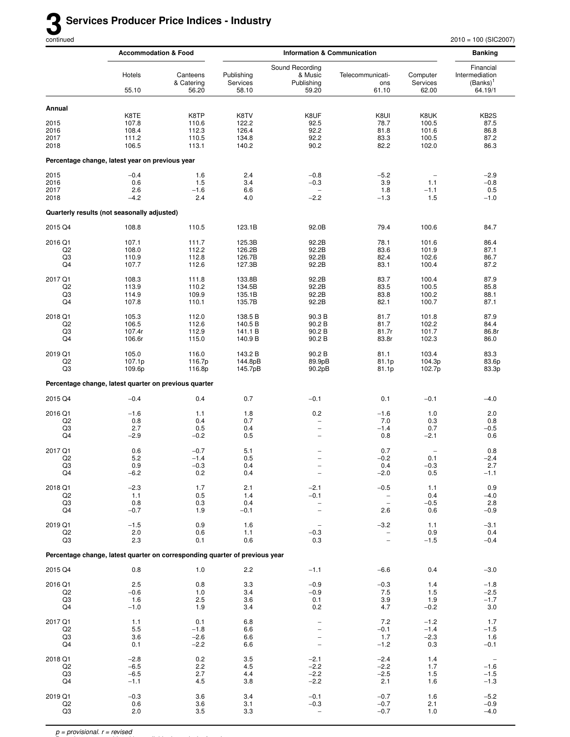# 3 Services Producer Price Indices - Industry

continued

2010 = 100 (SIC2007)

| | Accommodation & Food | | Information & Communication | | | | Banking |
|---|---|---|---|---|---|---|---|
| | Hotels | Canteens & Catering | Publishing Services | Sound Recording & Music Publishing | Telecommunications | Computer Services | Financial Intermediation (Banks)[1] |
| | 55.10 | 56.20 | 58.10 | 59.20 | 61.10 | 62.00 | 64.19/1 |
| **Annual** | | | | | | | |
| | K8TE | K8TP | K8TV | K8UF | K8UI | K8UK | KB2S |
| 2015 | 107.8 | 110.6 | 122.2 | 92.5 | 78.7 | 100.5 | 87.5 |
| 2016 | 108.4 | 112.3 | 126.4 | 92.2 | 81.8 | 101.6 | 86.8 |
| 2017 | 111.2 | 110.5 | 134.8 | 92.2 | 83.3 | 100.5 | 87.2 |
| 2018 | 106.5 | 113.1 | 140.2 | 90.2 | 82.2 | 102.0 | 86.3 |
| **Percentage change, latest year on previous year** | | | | | | | |
| 2015 | −0.4 | 1.6 | 2.4 | −0.8 | −5.2 | – | −2.9 |
| 2016 | 0.6 | 1.5 | 3.4 | −0.3 | 3.9 | 1.1 | −0.8 |
| 2017 | 2.6 | −1.6 | 6.6 | – | 1.8 | −1.1 | 0.5 |
| 2018 | −4.2 | 2.4 | 4.0 | −2.2 | −1.3 | 1.5 | −1.0 |
| **Quarterly results (not seasonally adjusted)** | | | | | | | |
| 2015 Q4 | 108.8 | 110.5 | 123.1B | 92.0B | 79.4 | 100.6 | 84.7 |
| 2016 Q1 | 107.1 | 111.7 | 125.3B | 92.2B | 78.1 | 101.6 | 86.4 |
| Q2 | 108.0 | 112.2 | 126.2B | 92.2B | 83.6 | 101.9 | 87.1 |
| Q3 | 110.9 | 112.8 | 126.7B | 92.2B | 82.4 | 102.6 | 86.7 |
| Q4 | 107.7 | 112.6 | 127.3B | 92.2B | 83.1 | 100.4 | 87.2 |
| 2017 Q1 | 108.3 | 111.8 | 133.8B | 92.2B | 83.7 | 100.4 | 87.9 |
| Q2 | 113.9 | 110.2 | 134.5B | 92.2B | 83.5 | 100.5 | 85.8 |
| Q3 | 114.9 | 109.9 | 135.1B | 92.2B | 83.8 | 100.2 | 88.1 |
| Q4 | 107.8 | 110.1 | 135.7B | 92.2B | 82.1 | 100.7 | 87.1 |
| 2018 Q1 | 105.3 | 112.0 | 138.5 B | 90.3 B | 81.7 | 101.8 | 87.9 |
| Q2 | 106.5 | 112.6 | 140.5 B | 90.2 B | 81.7 | 102.2 | 84.4 |
| Q3 | 107.4r | 112.9 | 141.1 B | 90.2 B | 81.7r | 101.7 | 86.8r |
| Q4 | 106.6r | 115.0 | 140.9 B | 90.2 B | 83.8r | 102.3 | 86.0 |
| 2019 Q1 | 105.0 | 116.0 | 143.2 B | 90.2 B | 81.1 | 103.4 | 83.3 |
| Q2 | 107.1p | 116.7p | 144.8pB | 89.9pB | 81.1p | 104.3p | 83.6p |
| Q3 | 109.6p | 116.8p | 145.7pB | 90.2pB | 81.1p | 102.7p | 83.3p |
| **Percentage change, latest quarter on previous quarter** | | | | | | | |
| 2015 Q4 | −0.4 | 0.4 | 0.7 | −0.1 | 0.1 | −0.1 | −4.0 |
| 2016 Q1 | −1.6 | 1.1 | 1.8 | 0.2 | −1.6 | 1.0 | 2.0 |
| Q2 | 0.8 | 0.4 | 0.7 | – | 7.0 | 0.3 | 0.8 |
| Q3 | 2.7 | 0.5 | 0.4 | – | −1.4 | 0.7 | −0.5 |
| Q4 | −2.9 | −0.2 | 0.5 | – | 0.8 | −2.1 | 0.6 |
| 2017 Q1 | 0.6 | −0.7 | 5.1 | – | 0.7 | – | 0.8 |
| Q2 | 5.2 | −1.4 | 0.5 | – | −0.2 | 0.1 | −2.4 |
| Q3 | 0.9 | −0.3 | 0.4 | – | 0.4 | −0.3 | 2.7 |
| Q4 | −6.2 | 0.2 | 0.4 | – | −2.0 | 0.5 | −1.1 |
| 2018 Q1 | −2.3 | 1.7 | 2.1 | −2.1 | −0.5 | 1.1 | 0.9 |
| Q2 | 1.1 | 0.5 | 1.4 | −0.1 | – | 0.4 | −4.0 |
| Q3 | 0.8 | 0.3 | 0.4 | – | – | −0.5 | 2.8 |
| Q4 | −0.7 | 1.9 | −0.1 | – | 2.6 | 0.6 | −0.9 |
| 2019 Q1 | −1.5 | 0.9 | 1.6 | – | −3.2 | 1.1 | −3.1 |
| Q2 | 2.0 | 0.6 | 1.1 | −0.3 | – | 0.9 | 0.4 |
| Q3 | 2.3 | 0.1 | 0.6 | 0.3 | – | −1.5 | −0.4 |
| **Percentage change, latest quarter on corresponding quarter of previous year** | | | | | | | |
| 2015 Q4 | 0.8 | 1.0 | 2.2 | −1.1 | −6.6 | 0.4 | −3.0 |
| 2016 Q1 | 2.5 | 0.8 | 3.3 | −0.9 | −0.3 | 1.4 | −1.8 |
| Q2 | −0.6 | 1.0 | 3.4 | −0.9 | 7.5 | 1.5 | −2.5 |
| Q3 | 1.6 | 2.5 | 3.6 | 0.1 | 3.9 | 1.9 | −1.7 |
| Q4 | −1.0 | 1.9 | 3.4 | 0.2 | 4.7 | −0.2 | 3.0 |
| 2017 Q1 | 1.1 | 0.1 | 6.8 | – | 7.2 | −1.2 | 1.7 |
| Q2 | 5.5 | −1.8 | 6.6 | – | −0.1 | −1.4 | −1.5 |
| Q3 | 3.6 | −2.6 | 6.6 | – | 1.7 | −2.3 | 1.6 |
| Q4 | 0.1 | −2.2 | 6.6 | – | −1.2 | 0.3 | −0.1 |
| 2018 Q1 | −2.8 | 0.2 | 3.5 | −2.1 | −2.4 | 1.4 | – |
| Q2 | −6.5 | 2.2 | 4.5 | −2.2 | −2.2 | 1.7 | −1.6 |
| Q3 | −6.5 | 2.7 | 4.4 | −2.2 | −2.5 | 1.5 | −1.5 |
| Q4 | −1.1 | 4.5 | 3.8 | −2.2 | 2.1 | 1.6 | −1.3 |
| 2019 Q1 | −0.3 | 3.6 | 3.4 | −0.1 | −0.7 | 1.6 | −5.2 |
| Q2 | 0.6 | 3.6 | 3.1 | −0.3 | −0.7 | 2.1 | −0.9 |
| Q3 | 2.0 | 3.5 | 3.3 | – | −0.7 | 1.0 | −4.0 |

*p = provisional. r = revised*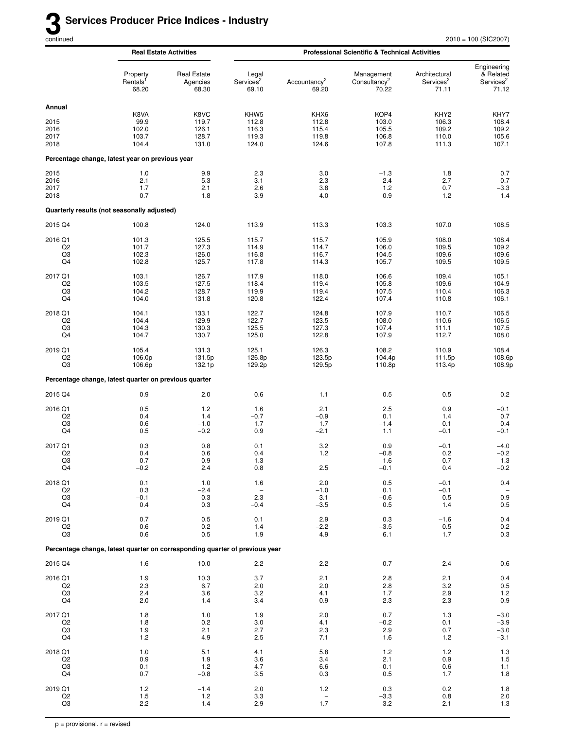# 3 Services Producer Price Indices - Industry

continued

2010 = 100 (SIC2007)

| | Real Estate Activities | | Professional Scientific & Technical Activities | | | | |
|---|---|---|---|---|---|---|---|
| | Property Rentals[1] 68.20 | Real Estate Agencies 68.30 | Legal Services[2] 69.10 | Accountancy[2] 69.20 | Management Consultancy[2] 70.22 | Architectural Services[2] 71.11 | Engineering & Related Services[2] 71.12 |
| **Annual** | | | | | | | |
| | K8VA | K8VC | KHW5 | KHX6 | KOP4 | KHY2 | KHY7 |
| 2015 | 99.9 | 119.7 | 112.8 | 112.8 | 103.0 | 106.3 | 108.4 |
| 2016 | 102.0 | 126.1 | 116.3 | 115.4 | 105.5 | 109.2 | 109.2 |
| 2017 | 103.7 | 128.7 | 119.3 | 119.8 | 106.8 | 110.0 | 105.6 |
| 2018 | 104.4 | 131.0 | 124.0 | 124.6 | 107.8 | 111.3 | 107.1 |
| **Percentage change, latest year on previous year** | | | | | | | |
| 2015 | 1.0 | 9.9 | 2.3 | 3.0 | −1.3 | 1.8 | 0.7 |
| 2016 | 2.1 | 5.3 | 3.1 | 2.3 | 2.4 | 2.7 | 0.7 |
| 2017 | 1.7 | 2.1 | 2.6 | 3.8 | 1.2 | 0.7 | −3.3 |
| 2018 | 0.7 | 1.8 | 3.9 | 4.0 | 0.9 | 1.2 | 1.4 |
| **Quarterly results (not seasonally adjusted)** | | | | | | | |
| 2015 Q4 | 100.8 | 124.0 | 113.9 | 113.3 | 103.3 | 107.0 | 108.5 |
| 2016 Q1 | 101.3 | 125.5 | 115.7 | 115.7 | 105.9 | 108.0 | 108.4 |
| Q2 | 101.7 | 127.3 | 114.9 | 114.7 | 106.0 | 109.5 | 109.2 |
| Q3 | 102.3 | 126.0 | 116.8 | 116.7 | 104.5 | 109.6 | 109.6 |
| Q4 | 102.8 | 125.7 | 117.8 | 114.3 | 105.7 | 109.5 | 109.5 |
| 2017 Q1 | 103.1 | 126.7 | 117.9 | 118.0 | 106.6 | 109.4 | 105.1 |
| Q2 | 103.5 | 127.5 | 118.4 | 119.4 | 105.8 | 109.6 | 104.9 |
| Q3 | 104.2 | 128.7 | 119.9 | 119.4 | 107.5 | 110.4 | 106.3 |
| Q4 | 104.0 | 131.8 | 120.8 | 122.4 | 107.4 | 110.8 | 106.1 |
| 2018 Q1 | 104.1 | 133.1 | 122.7 | 124.8 | 107.9 | 110.7 | 106.5 |
| Q2 | 104.4 | 129.9 | 122.7 | 123.5 | 108.0 | 110.6 | 106.5 |
| Q3 | 104.3 | 130.3 | 125.5 | 127.3 | 107.4 | 111.1 | 107.5 |
| Q4 | 104.7 | 130.7 | 125.0 | 122.8 | 107.9 | 112.7 | 108.0 |
| 2019 Q1 | 105.4 | 131.3 | 125.1 | 126.3 | 108.2 | 110.9 | 108.4 |
| Q2 | 106.0p | 131.5p | 126.8p | 123.5p | 104.4p | 111.5p | 108.6p |
| Q3 | 106.6p | 132.1p | 129.2p | 129.5p | 110.8p | 113.4p | 108.9p |
| **Percentage change, latest quarter on previous quarter** | | | | | | | |
| 2015 Q4 | 0.9 | 2.0 | 0.6 | 1.1 | 0.5 | 0.5 | 0.2 |
| 2016 Q1 | 0.5 | 1.2 | 1.6 | 2.1 | 2.5 | 0.9 | −0.1 |
| Q2 | 0.4 | 1.4 | −0.7 | −0.9 | 0.1 | 1.4 | 0.7 |
| Q3 | 0.6 | −1.0 | 1.7 | 1.7 | −1.4 | 0.1 | 0.4 |
| Q4 | 0.5 | −0.2 | 0.9 | −2.1 | 1.1 | −0.1 | −0.1 |
| 2017 Q1 | 0.3 | 0.8 | 0.1 | 3.2 | 0.9 | −0.1 | −4.0 |
| Q2 | 0.4 | 0.6 | 0.4 | 1.2 | −0.8 | 0.2 | −0.2 |
| Q3 | 0.7 | 0.9 | 1.3 | – | 1.6 | 0.7 | 1.3 |
| Q4 | −0.2 | 2.4 | 0.8 | 2.5 | −0.1 | 0.4 | −0.2 |
| 2018 Q1 | 0.1 | 1.0 | 1.6 | 2.0 | 0.5 | −0.1 | 0.4 |
| Q2 | 0.3 | −2.4 | – | −1.0 | 0.1 | −0.1 | – |
| Q3 | −0.1 | 0.3 | 2.3 | 3.1 | −0.6 | 0.5 | 0.9 |
| Q4 | 0.4 | 0.3 | −0.4 | −3.5 | 0.5 | 1.4 | 0.5 |
| 2019 Q1 | 0.7 | 0.5 | 0.1 | 2.9 | 0.3 | −1.6 | 0.4 |
| Q2 | 0.6 | 0.2 | 1.4 | −2.2 | −3.5 | 0.5 | 0.2 |
| Q3 | 0.6 | 0.5 | 1.9 | 4.9 | 6.1 | 1.7 | 0.3 |
| **Percentage change, latest quarter on corresponding quarter of previous year** | | | | | | | |
| 2015 Q4 | 1.6 | 10.0 | 2.2 | 2.2 | 0.7 | 2.4 | 0.6 |
| 2016 Q1 | 1.9 | 10.3 | 3.7 | 2.1 | 2.8 | 2.1 | 0.4 |
| Q2 | 2.3 | 6.7 | 2.0 | 2.0 | 2.8 | 3.2 | 0.5 |
| Q3 | 2.4 | 3.6 | 3.2 | 4.1 | 1.7 | 2.9 | 1.2 |
| Q4 | 2.0 | 1.4 | 3.4 | 0.9 | 2.3 | 2.3 | 0.9 |
| 2017 Q1 | 1.8 | 1.0 | 1.9 | 2.0 | 0.7 | 1.3 | −3.0 |
| Q2 | 1.8 | 0.2 | 3.0 | 4.1 | −0.2 | 0.1 | −3.9 |
| Q3 | 1.9 | 2.1 | 2.7 | 2.3 | 2.9 | 0.7 | −3.0 |
| Q4 | 1.2 | 4.9 | 2.5 | 7.1 | 1.6 | 1.2 | −3.1 |
| 2018 Q1 | 1.0 | 5.1 | 4.1 | 5.8 | 1.2 | 1.2 | 1.3 |
| Q2 | 0.9 | 1.9 | 3.6 | 3.4 | 2.1 | 0.9 | 1.5 |
| Q3 | 0.1 | 1.2 | 4.7 | 6.6 | −0.1 | 0.6 | 1.1 |
| Q4 | 0.7 | −0.8 | 3.5 | 0.3 | 0.5 | 1.7 | 1.8 |
| 2019 Q1 | 1.2 | −1.4 | 2.0 | 1.2 | 0.3 | 0.2 | 1.8 |
| Q2 | 1.5 | 1.2 | 3.3 | – | −3.3 | 0.8 | 2.0 |
| Q3 | 2.2 | 1.4 | 2.9 | 1.7 | 3.2 | 2.1 | 1.3 |

p = provisional. r = revised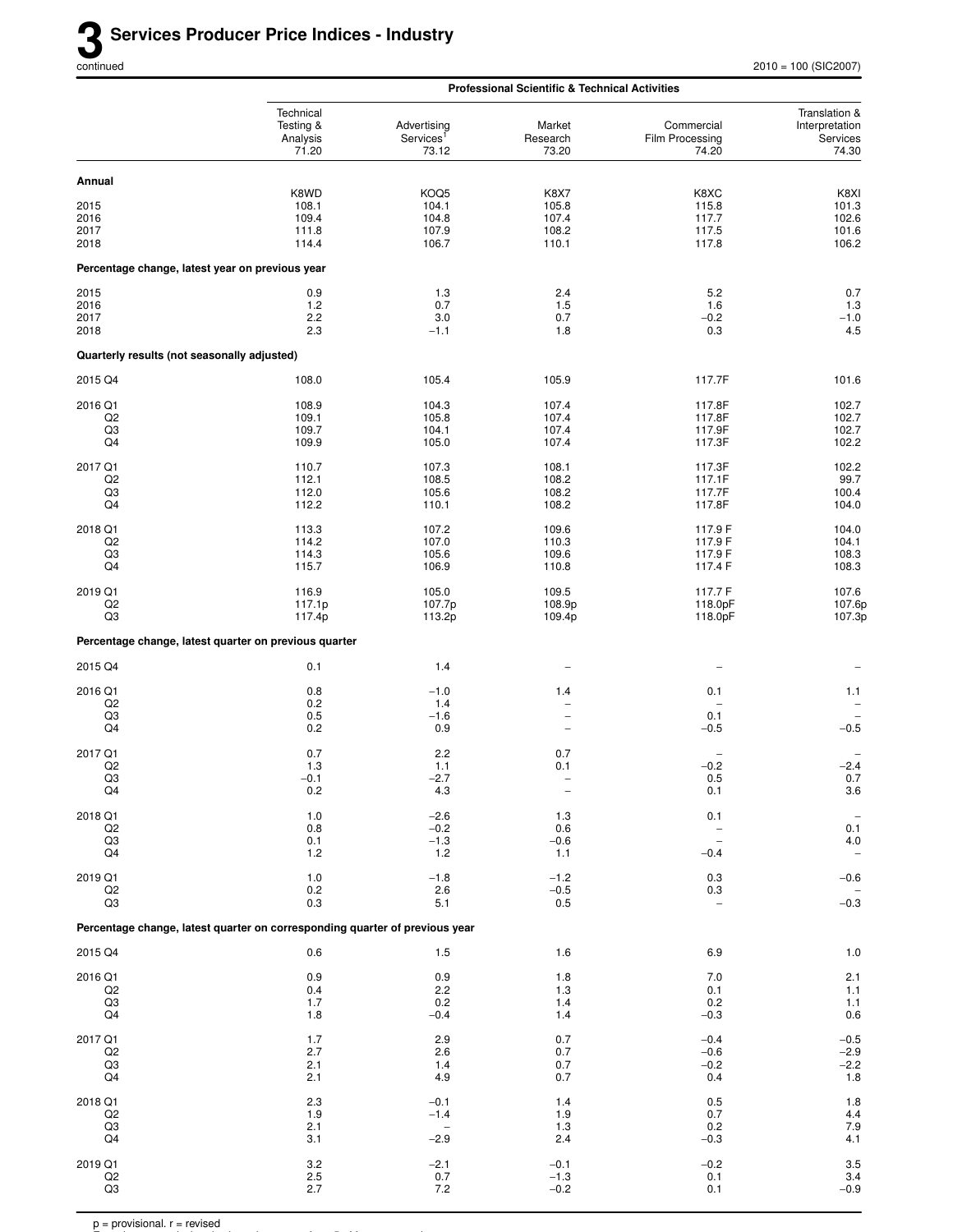# 3 Services Producer Price Indices - Industry

continued

2010 = 100 (SIC2007)

| | Professional Scientific & Technical Activities | | | | |
|---|---|---|---|---|---|
| | Technical Testing & Analysis 71.20 | Advertising Services[1] 73.12 | Market Research 73.20 | Commercial Film Processing 74.20 | Translation & Interpretation Services 74.30 |
| **Annual** | | | | | |
| | K8WD | KOQ5 | K8X7 | K8XC | K8XI |
| 2015 | 108.1 | 104.1 | 105.8 | 115.8 | 101.3 |
| 2016 | 109.4 | 104.8 | 107.4 | 117.7 | 102.6 |
| 2017 | 111.8 | 107.9 | 108.2 | 117.5 | 101.6 |
| 2018 | 114.4 | 106.7 | 110.1 | 117.8 | 106.2 |
| **Percentage change, latest year on previous year** | | | | | |
| 2015 | 0.9 | 1.3 | 2.4 | 5.2 | 0.7 |
| 2016 | 1.2 | 0.7 | 1.5 | 1.6 | 1.3 |
| 2017 | 2.2 | 3.0 | 0.7 | −0.2 | −1.0 |
| 2018 | 2.3 | −1.1 | 1.8 | 0.3 | 4.5 |
| **Quarterly results (not seasonally adjusted)** | | | | | |
| 2015 Q4 | 108.0 | 105.4 | 105.9 | 117.7F | 101.6 |
| 2016 Q1 | 108.9 | 104.3 | 107.4 | 117.8F | 102.7 |
| Q2 | 109.1 | 105.8 | 107.4 | 117.8F | 102.7 |
| Q3 | 109.7 | 104.1 | 107.4 | 117.9F | 102.7 |
| Q4 | 109.9 | 105.0 | 107.4 | 117.3F | 102.2 |
| 2017 Q1 | 110.7 | 107.3 | 108.1 | 117.3F | 102.2 |
| Q2 | 112.1 | 108.5 | 108.2 | 117.1F | 99.7 |
| Q3 | 112.0 | 105.6 | 108.2 | 117.7F | 100.4 |
| Q4 | 112.2 | 110.1 | 108.2 | 117.8F | 104.0 |
| 2018 Q1 | 113.3 | 107.2 | 109.6 | 117.9 F | 104.0 |
| Q2 | 114.2 | 107.0 | 110.3 | 117.9 F | 104.1 |
| Q3 | 114.3 | 105.6 | 109.6 | 117.9 F | 108.3 |
| Q4 | 115.7 | 106.9 | 110.8 | 117.4 F | 108.3 |
| 2019 Q1 | 116.9 | 105.0 | 109.5 | 117.7 F | 107.6 |
| Q2 | 117.1p | 107.7p | 108.9p | 118.0pF | 107.6p |
| Q3 | 117.4p | 113.2p | 109.4p | 118.0pF | 107.3p |
| **Percentage change, latest quarter on previous quarter** | | | | | |
| 2015 Q4 | 0.1 | 1.4 | – | – | – |
| 2016 Q1 | 0.8 | −1.0 | 1.4 | 0.1 | 1.1 |
| Q2 | 0.2 | 1.4 | – | – | – |
| Q3 | 0.5 | −1.6 | – | 0.1 | – |
| Q4 | 0.2 | 0.9 | – | −0.5 | −0.5 |
| 2017 Q1 | 0.7 | 2.2 | 0.7 | – | – |
| Q2 | 1.3 | 1.1 | 0.1 | −0.2 | −2.4 |
| Q3 | −0.1 | −2.7 | – | 0.5 | 0.7 |
| Q4 | 0.2 | 4.3 | – | 0.1 | 3.6 |
| 2018 Q1 | 1.0 | −2.6 | 1.3 | 0.1 | – |
| Q2 | 0.8 | −0.2 | 0.6 | – | 0.1 |
| Q3 | 0.1 | −1.3 | −0.6 | – | 4.0 |
| Q4 | 1.2 | 1.2 | 1.1 | −0.4 | – |
| 2019 Q1 | 1.0 | −1.8 | −1.2 | 0.3 | −0.6 |
| Q2 | 0.2 | 2.6 | −0.5 | 0.3 | – |
| Q3 | 0.3 | 5.1 | 0.5 | – | −0.3 |
| **Percentage change, latest quarter on corresponding quarter of previous year** | | | | | |
| 2015 Q4 | 0.6 | 1.5 | 1.6 | 6.9 | 1.0 |
| 2016 Q1 | 0.9 | 0.9 | 1.8 | 7.0 | 2.1 |
| Q2 | 0.4 | 2.2 | 1.3 | 0.1 | 1.1 |
| Q3 | 1.7 | 0.2 | 1.4 | 0.2 | 1.1 |
| Q4 | 1.8 | −0.4 | 1.4 | −0.3 | 0.6 |
| 2017 Q1 | 1.7 | 2.9 | 0.7 | −0.4 | −0.5 |
| Q2 | 2.7 | 2.6 | 0.7 | −0.6 | −2.9 |
| Q3 | 2.1 | 1.4 | 0.7 | −0.2 | −2.2 |
| Q4 | 2.1 | 4.9 | 0.7 | 0.4 | 1.8 |
| 2018 Q1 | 2.3 | −0.1 | 1.4 | 0.5 | 1.8 |
| Q2 | 1.9 | −1.4 | 1.9 | 0.7 | 4.4 |
| Q3 | 2.1 | – | 1.3 | 0.2 | 7.9 |
| Q4 | 3.1 | −2.9 | 2.4 | −0.3 | 4.1 |
| 2019 Q1 | 3.2 | −2.1 | −0.1 | −0.2 | 3.5 |
| Q2 | 2.5 | 0.7 | −1.3 | 0.1 | 3.4 |
| Q3 | 2.7 | 7.2 | −0.2 | 0.1 | −0.9 |

p = provisional. r = revised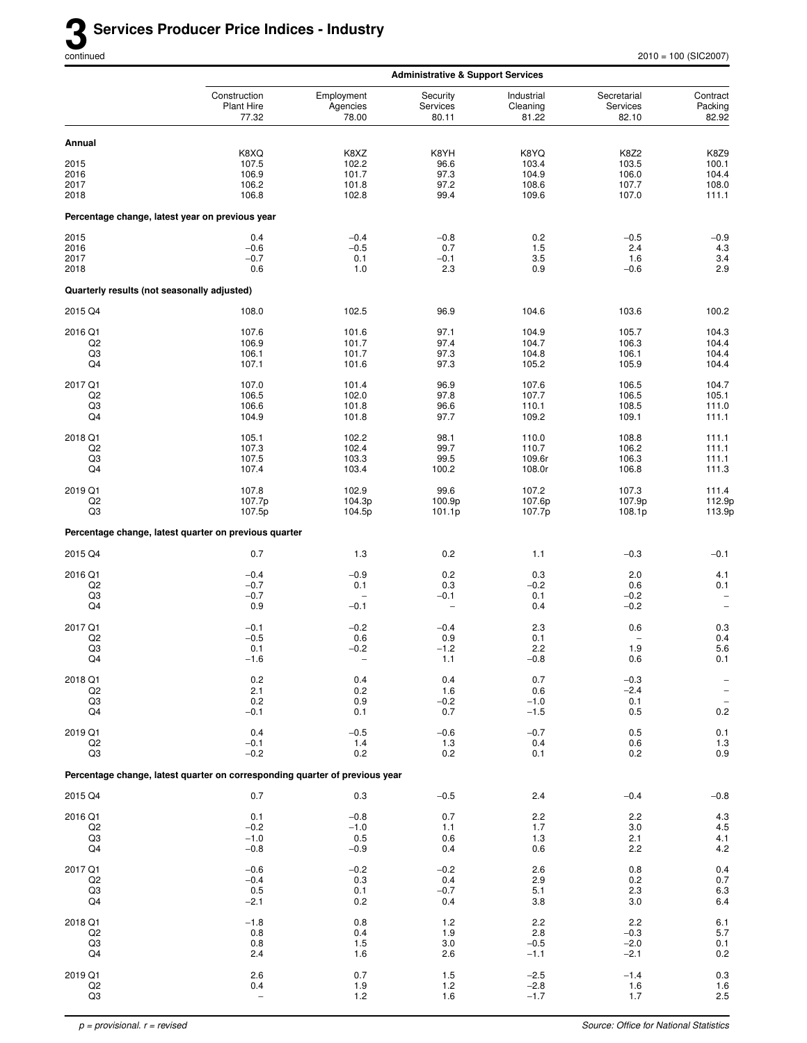# 3 Services Producer Price Indices - Industry

continued

2010 = 100 (SIC2007)

| | Administrative & Support Services | | | | | |
|---|---|---|---|---|---|---|
| | Construction Plant Hire 77.32 | Employment Agencies 78.00 | Security Services 80.11 | Industrial Cleaning 81.22 | Secretarial Services 82.10 | Contract Packing 82.92 |
| **Annual** | | | | | | |
| | K8XQ | K8XZ | K8YH | K8YQ | K8Z2 | K8Z9 |
| 2015 | 107.5 | 102.2 | 96.6 | 103.4 | 103.5 | 100.1 |
| 2016 | 106.9 | 101.7 | 97.3 | 104.9 | 106.0 | 104.4 |
| 2017 | 106.2 | 101.8 | 97.2 | 108.6 | 107.7 | 108.0 |
| 2018 | 106.8 | 102.8 | 99.4 | 109.6 | 107.0 | 111.1 |
| **Percentage change, latest year on previous year** | | | | | | |
| 2015 | 0.4 | −0.4 | −0.8 | 0.2 | −0.5 | −0.9 |
| 2016 | −0.6 | −0.5 | 0.7 | 1.5 | 2.4 | 4.3 |
| 2017 | −0.7 | 0.1 | −0.1 | 3.5 | 1.6 | 3.4 |
| 2018 | 0.6 | 1.0 | 2.3 | 0.9 | −0.6 | 2.9 |
| **Quarterly results (not seasonally adjusted)** | | | | | | |
| 2015 Q4 | 108.0 | 102.5 | 96.9 | 104.6 | 103.6 | 100.2 |
| 2016 Q1 | 107.6 | 101.6 | 97.1 | 104.9 | 105.7 | 104.3 |
| Q2 | 106.9 | 101.7 | 97.4 | 104.7 | 106.3 | 104.4 |
| Q3 | 106.1 | 101.7 | 97.3 | 104.8 | 106.1 | 104.4 |
| Q4 | 107.1 | 101.6 | 97.3 | 105.2 | 105.9 | 104.4 |
| 2017 Q1 | 107.0 | 101.4 | 96.9 | 107.6 | 106.5 | 104.7 |
| Q2 | 106.5 | 102.0 | 97.8 | 107.7 | 106.5 | 105.1 |
| Q3 | 106.6 | 101.8 | 96.6 | 110.1 | 108.5 | 111.0 |
| Q4 | 104.9 | 101.8 | 97.7 | 109.2 | 109.1 | 111.1 |
| 2018 Q1 | 105.1 | 102.2 | 98.1 | 110.0 | 108.8 | 111.1 |
| Q2 | 107.3 | 102.4 | 99.7 | 110.7 | 106.2 | 111.1 |
| Q3 | 107.5 | 103.3 | 99.5 | 109.6r | 106.3 | 111.1 |
| Q4 | 107.4 | 103.4 | 100.2 | 108.0r | 106.8 | 111.3 |
| 2019 Q1 | 107.8 | 102.9 | 99.6 | 107.2 | 107.3 | 111.4 |
| Q2 | 107.7p | 104.3p | 100.9p | 107.6p | 107.9p | 112.9p |
| Q3 | 107.5p | 104.5p | 101.1p | 107.7p | 108.1p | 113.9p |
| **Percentage change, latest quarter on previous quarter** | | | | | | |
| 2015 Q4 | 0.7 | 1.3 | 0.2 | 1.1 | −0.3 | −0.1 |
| 2016 Q1 | −0.4 | −0.9 | 0.2 | 0.3 | 2.0 | 4.1 |
| Q2 | −0.7 | 0.1 | 0.3 | −0.2 | 0.6 | 0.1 |
| Q3 | −0.7 | – | −0.1 | 0.1 | −0.2 | – |
| Q4 | 0.9 | −0.1 | – | 0.4 | −0.2 | – |
| 2017 Q1 | −0.1 | −0.2 | −0.4 | 2.3 | 0.6 | 0.3 |
| Q2 | −0.5 | 0.6 | 0.9 | 0.1 | – | 0.4 |
| Q3 | 0.1 | −0.2 | −1.2 | 2.2 | 1.9 | 5.6 |
| Q4 | −1.6 | – | 1.1 | −0.8 | 0.6 | 0.1 |
| 2018 Q1 | 0.2 | 0.4 | 0.4 | 0.7 | −0.3 | – |
| Q2 | 2.1 | 0.2 | 1.6 | 0.6 | −2.4 | – |
| Q3 | 0.2 | 0.9 | −0.2 | −1.0 | 0.1 | – |
| Q4 | −0.1 | 0.1 | 0.7 | −1.5 | 0.5 | 0.2 |
| 2019 Q1 | 0.4 | −0.5 | −0.6 | −0.7 | 0.5 | 0.1 |
| Q2 | −0.1 | 1.4 | 1.3 | 0.4 | 0.6 | 1.3 |
| Q3 | −0.2 | 0.2 | 0.2 | 0.1 | 0.2 | 0.9 |
| **Percentage change, latest quarter on corresponding quarter of previous year** | | | | | | |
| 2015 Q4 | 0.7 | 0.3 | −0.5 | 2.4 | −0.4 | −0.8 |
| 2016 Q1 | 0.1 | −0.8 | 0.7 | 2.2 | 2.2 | 4.3 |
| Q2 | −0.2 | −1.0 | 1.1 | 1.7 | 3.0 | 4.5 |
| Q3 | −1.0 | 0.5 | 0.6 | 1.3 | 2.1 | 4.1 |
| Q4 | −0.8 | −0.9 | 0.4 | 0.6 | 2.2 | 4.2 |
| 2017 Q1 | −0.6 | −0.2 | −0.2 | 2.6 | 0.8 | 0.4 |
| Q2 | −0.4 | 0.3 | 0.4 | 2.9 | 0.2 | 0.7 |
| Q3 | 0.5 | 0.1 | −0.7 | 5.1 | 2.3 | 6.3 |
| Q4 | −2.1 | 0.2 | 0.4 | 3.8 | 3.0 | 6.4 |
| 2018 Q1 | −1.8 | 0.8 | 1.2 | 2.2 | 2.2 | 6.1 |
| Q2 | 0.8 | 0.4 | 1.9 | 2.8 | −0.3 | 5.7 |
| Q3 | 0.8 | 1.5 | 3.0 | −0.5 | −2.0 | 0.1 |
| Q4 | 2.4 | 1.6 | 2.6 | −1.1 | −2.1 | 0.2 |
| 2019 Q1 | 2.6 | 0.7 | 1.5 | −2.5 | −1.4 | 0.3 |
| Q2 | 0.4 | 1.9 | 1.2 | −2.8 | 1.6 | 1.6 |
| Q3 | – | 1.2 | 1.6 | −1.7 | 1.7 | 2.5 |

*p = provisional. r = revised*

*Source: Office for National Statistics*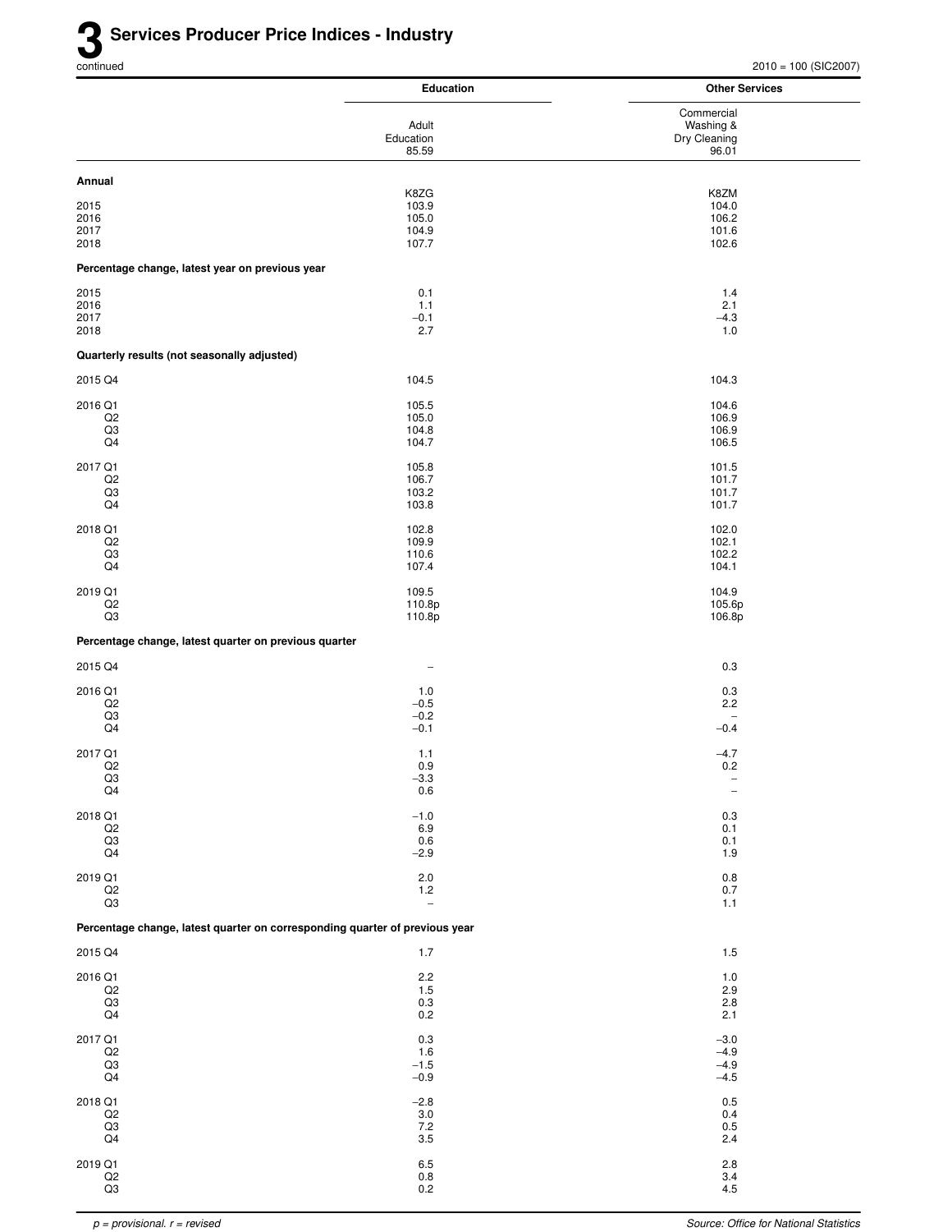# 3 Services Producer Price Indices - Industry

continued

2010 = 100 (SIC2007)

| | Education | Other Services |
|---|---|---|
| | Adult Education 85.59 | Commercial Washing & Dry Cleaning 96.01 |
| **Annual** | | |
| | K8ZG | K8ZM |
| 2015 | 103.9 | 104.0 |
| 2016 | 105.0 | 106.2 |
| 2017 | 104.9 | 101.6 |
| 2018 | 107.7 | 102.6 |
| **Percentage change, latest year on previous year** | | |
| 2015 | 0.1 | 1.4 |
| 2016 | 1.1 | 2.1 |
| 2017 | –0.1 | –4.3 |
| 2018 | 2.7 | 1.0 |
| **Quarterly results (not seasonally adjusted)** | | |
| 2015 Q4 | 104.5 | 104.3 |
| 2016 Q1 | 105.5 | 104.6 |
| Q2 | 105.0 | 106.9 |
| Q3 | 104.8 | 106.9 |
| Q4 | 104.7 | 106.5 |
| 2017 Q1 | 105.8 | 101.5 |
| Q2 | 106.7 | 101.7 |
| Q3 | 103.2 | 101.7 |
| Q4 | 103.8 | 101.7 |
| 2018 Q1 | 102.8 | 102.0 |
| Q2 | 109.9 | 102.1 |
| Q3 | 110.6 | 102.2 |
| Q4 | 107.4 | 104.1 |
| 2019 Q1 | 109.5 | 104.9 |
| Q2 | 110.8p | 105.6p |
| Q3 | 110.8p | 106.8p |
| **Percentage change, latest quarter on previous quarter** | | |
| 2015 Q4 | – | 0.3 |
| 2016 Q1 | 1.0 | 0.3 |
| Q2 | –0.5 | 2.2 |
| Q3 | –0.2 | – |
| Q4 | –0.1 | –0.4 |
| 2017 Q1 | 1.1 | –4.7 |
| Q2 | 0.9 | 0.2 |
| Q3 | –3.3 | – |
| Q4 | 0.6 | – |
| 2018 Q1 | –1.0 | 0.3 |
| Q2 | 6.9 | 0.1 |
| Q3 | 0.6 | 0.1 |
| Q4 | –2.9 | 1.9 |
| 2019 Q1 | 2.0 | 0.8 |
| Q2 | 1.2 | 0.7 |
| Q3 | – | 1.1 |
| **Percentage change, latest quarter on corresponding quarter of previous year** | | |
| 2015 Q4 | 1.7 | 1.5 |
| 2016 Q1 | 2.2 | 1.0 |
| Q2 | 1.5 | 2.9 |
| Q3 | 0.3 | 2.8 |
| Q4 | 0.2 | 2.1 |
| 2017 Q1 | 0.3 | –3.0 |
| Q2 | 1.6 | –4.9 |
| Q3 | –1.5 | –4.9 |
| Q4 | –0.9 | –4.5 |
| 2018 Q1 | –2.8 | 0.5 |
| Q2 | 3.0 | 0.4 |
| Q3 | 7.2 | 0.5 |
| Q4 | 3.5 | 2.4 |
| 2019 Q1 | 6.5 | 2.8 |
| Q2 | 0.8 | 3.4 |
| Q3 | 0.2 | 4.5 |

*p = provisional. r = revised*

*Source: Office for National Statistics*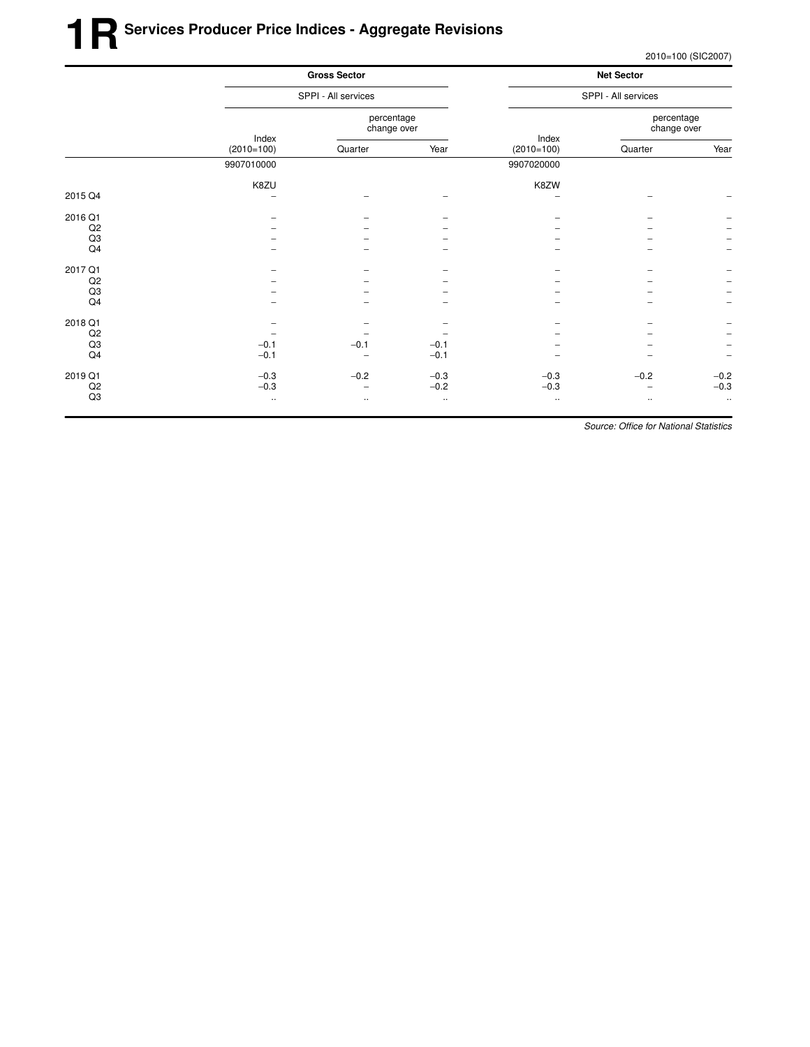# 1R Services Producer Price Indices - Aggregate Revisions

2010=100 (SIC2007)

| | Gross Sector | | | Net Sector | | |
|---|---|---|---|---|---|---|
| | SPPI - All services | | | SPPI - All services | | |
| | Index (2010=100) | percentage change over Quarter | Year | Index (2010=100) | percentage change over Quarter | Year |
| | 9907010000 | | | 9907020000 | | |
| | K8ZU | | | K8ZW | | |
| 2015 Q4 | – | – | – | – | – | – |
| 2016 Q1 | – | – | – | – | – | – |
| Q2 | – | – | – | – | – | – |
| Q3 | – | – | – | – | – | – |
| Q4 | – | – | – | – | – | – |
| 2017 Q1 | – | – | – | – | – | – |
| Q2 | – | – | – | – | – | – |
| Q3 | – | – | – | – | – | – |
| Q4 | – | – | – | – | – | – |
| 2018 Q1 | – | – | – | – | – | – |
| Q2 | – | – | – | – | – | – |
| Q3 | −0.1 | −0.1 | −0.1 | – | – | – |
| Q4 | −0.1 | – | −0.1 | – | – | – |
| 2019 Q1 | −0.3 | −0.2 | −0.3 | −0.3 | −0.2 | −0.2 |
| Q2 | −0.3 | – | −0.2 | −0.3 | – | −0.3 |
| Q3 | .. | .. | .. | .. | .. | .. |

*Source: Office for National Statistics*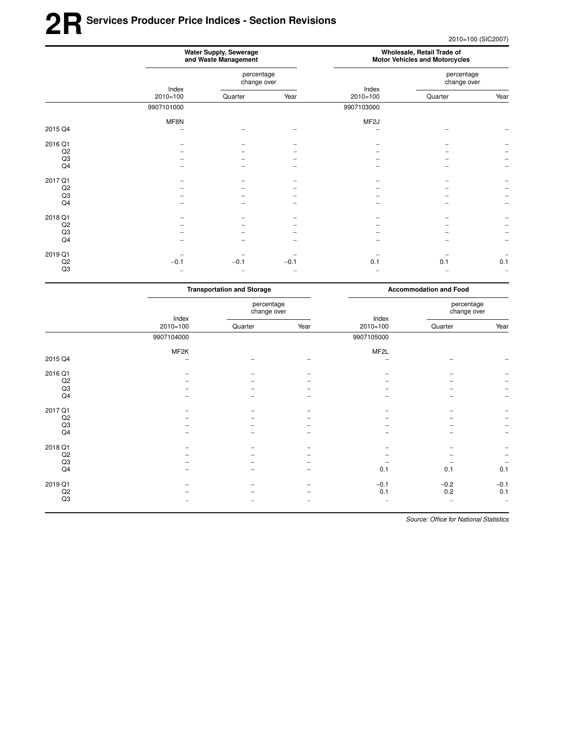# 2R Services Producer Price Indices - Section Revisions

2010=100 (SIC2007)

| | Water Supply, Sewerage and Waste Management | | | Wholesale, Retail Trade of Motor Vehicles and Motorcycles | | |
|---|---|---|---|---|---|---|
| | Index 2010=100 | percentage change over Quarter | Year | Index 2010=100 | percentage change over Quarter | Year |
| | 9907101000 | | | 9907103000 | | |
| | MF8N | | | MF2J | | |
| 2015 Q4 | – | – | – | – | – | – |
| 2016 Q1 | – | – | – | – | – | – |
| Q2 | – | – | – | – | – | – |
| Q3 | – | – | – | – | – | – |
| Q4 | – | – | – | – | – | – |
| 2017 Q1 | – | – | – | – | – | – |
| Q2 | – | – | – | – | – | – |
| Q3 | – | – | – | – | – | – |
| Q4 | – | – | – | – | – | – |
| 2018 Q1 | – | – | – | – | – | – |
| Q2 | – | – | – | – | – | – |
| Q3 | – | – | – | – | – | – |
| Q4 | – | – | – | – | – | – |
| 2019 Q1 | – | – | – | – | – | – |
| Q2 | −0.1 | −0.1 | −0.1 | 0.1 | 0.1 | 0.1 |
| Q3 | .. | .. | .. | .. | .. | .. |

| | Transportation and Storage | | | Accommodation and Food | | |
|---|---|---|---|---|---|---|
| | Index 2010=100 | percentage change over Quarter | Year | Index 2010=100 | percentage change over Quarter | Year |
| | 9907104000 | | | 9907105000 | | |
| | MF2K | | | MF2L | | |
| 2015 Q4 | – | – | – | – | – | – |
| 2016 Q1 | – | – | – | – | – | – |
| Q2 | – | – | – | – | – | – |
| Q3 | – | – | – | – | – | – |
| Q4 | – | – | – | – | – | – |
| 2017 Q1 | – | – | – | – | – | – |
| Q2 | – | – | – | – | – | – |
| Q3 | – | – | – | – | – | – |
| Q4 | – | – | – | – | – | – |
| 2018 Q1 | – | – | – | – | – | – |
| Q2 | – | – | – | – | – | – |
| Q3 | – | – | – | – | – | – |
| Q4 | – | – | – | 0.1 | 0.1 | 0.1 |
| 2019 Q1 | – | – | – | −0.1 | −0.2 | −0.1 |
| Q2 | – | – | – | 0.1 | 0.2 | 0.1 |
| Q3 | .. | .. | .. | .. | .. | .. |

*Source: Office for National Statistics*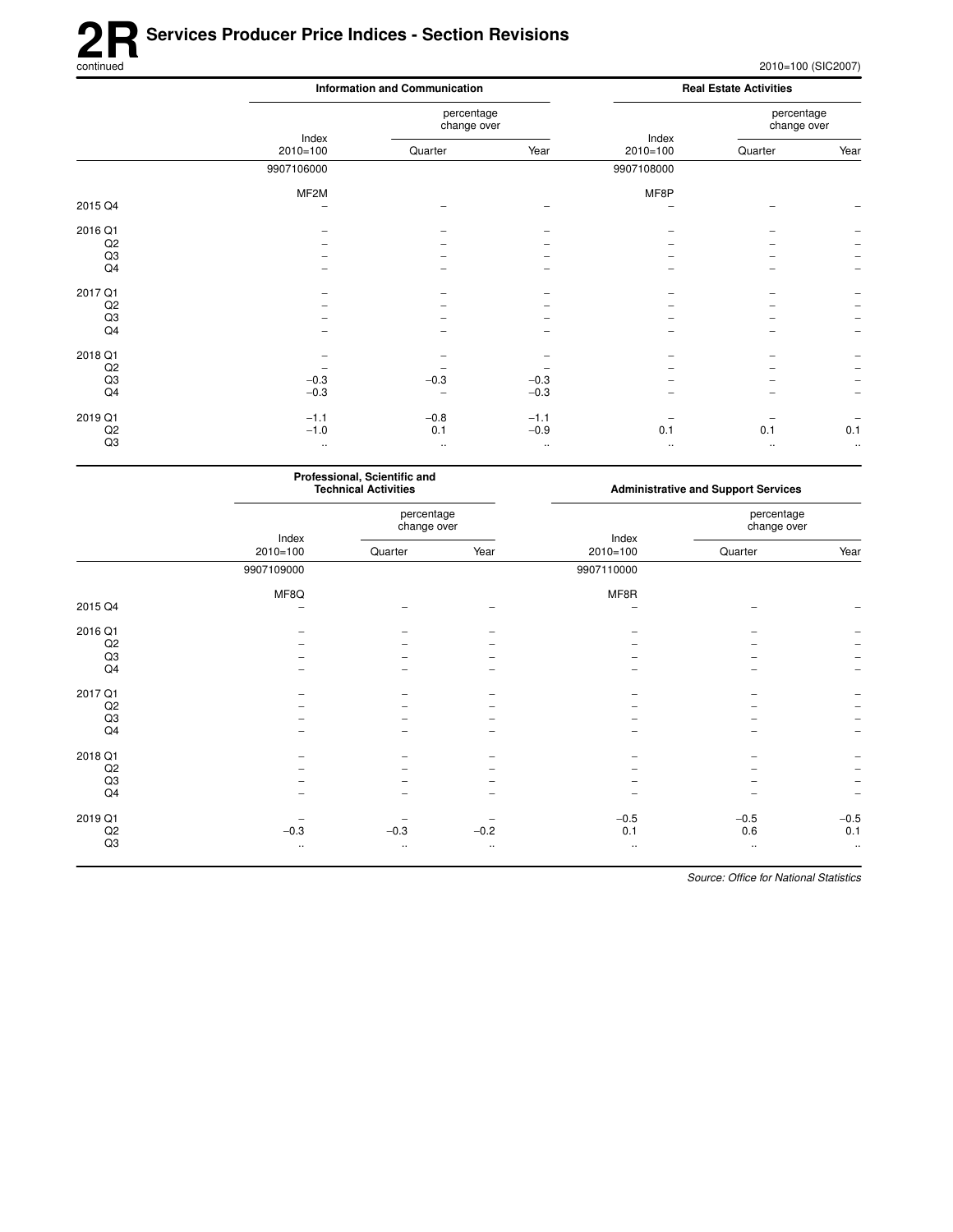# 2R Services Producer Price Indices - Section Revisions

continued

2010=100 (SIC2007)

| | Information and Communication | | | Real Estate Activities | | |
|---|---|---|---|---|---|---|
| | Index 2010=100 | percentage change over Quarter | Year | Index 2010=100 | percentage change over Quarter | Year |
| | 9907106000 | | | 9907108000 | | |
| | MF2M | | | MF8P | | |
| 2015 Q4 | – | – | – | – | – | – |
| 2016 Q1 | – | – | – | – | – | – |
| Q2 | – | – | – | – | – | – |
| Q3 | – | – | – | – | – | – |
| Q4 | – | – | – | – | – | – |
| 2017 Q1 | – | – | – | – | – | – |
| Q2 | – | – | – | – | – | – |
| Q3 | – | – | – | – | – | – |
| Q4 | – | – | – | – | – | – |
| 2018 Q1 | – | – | – | – | – | – |
| Q2 | – | – | – | – | – | – |
| Q3 | −0.3 | −0.3 | −0.3 | – | – | – |
| Q4 | −0.3 | – | −0.3 | – | – | – |
| 2019 Q1 | −1.1 | −0.8 | −1.1 | – | – | – |
| Q2 | −1.0 | 0.1 | −0.9 | 0.1 | 0.1 | 0.1 |
| Q3 | .. | .. | .. | .. | .. | .. |

| | Professional, Scientific and Technical Activities | | | Administrative and Support Services | | |
|---|---|---|---|---|---|---|
| | Index 2010=100 | percentage change over Quarter | Year | Index 2010=100 | percentage change over Quarter | Year |
| | 9907109000 | | | 9907110000 | | |
| | MF8Q | | | MF8R | | |
| 2015 Q4 | – | – | – | – | – | – |
| 2016 Q1 | – | – | – | – | – | – |
| Q2 | – | – | – | – | – | – |
| Q3 | – | – | – | – | – | – |
| Q4 | – | – | – | – | – | – |
| 2017 Q1 | – | – | – | – | – | – |
| Q2 | – | – | – | – | – | – |
| Q3 | – | – | – | – | – | – |
| Q4 | – | – | – | – | – | – |
| 2018 Q1 | – | – | – | – | – | – |
| Q2 | – | – | – | – | – | – |
| Q3 | – | – | – | – | – | – |
| Q4 | – | – | – | – | – | – |
| 2019 Q1 | – | – | – | −0.5 | −0.5 | −0.5 |
| Q2 | −0.3 | −0.3 | −0.2 | 0.1 | 0.6 | 0.1 |
| Q3 | .. | .. | .. | .. | .. | .. |

*Source: Office for National Statistics*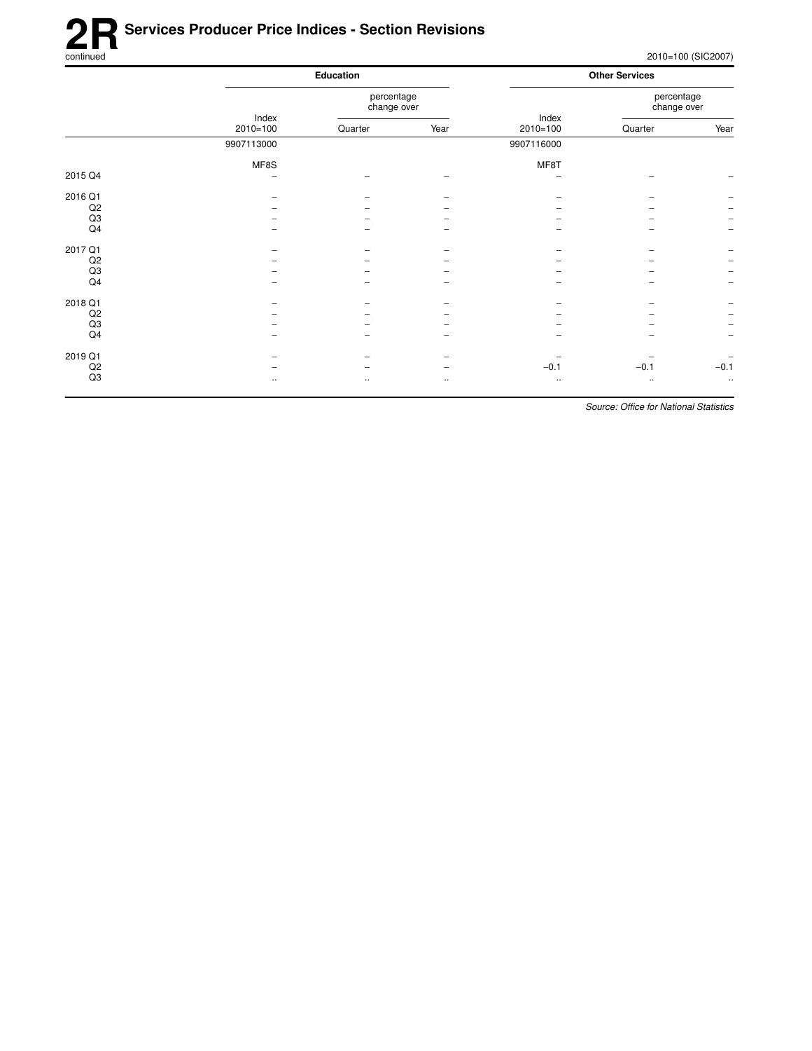# 2R Services Producer Price Indices - Section Revisions

continued

2010=100 (SIC2007)

| | Education | | | Other Services | | |
|---|---|---|---|---|---|---|
| | Index 2010=100 | percentage change over Quarter | Year | Index 2010=100 | percentage change over Quarter | Year |
| | 9907113000 | | | 9907116000 | | |
| | MF8S | | | MF8T | | |
| 2015 Q4 | – | – | – | – | – | – |
| 2016 Q1 | – | – | – | – | – | – |
| Q2 | – | – | – | – | – | – |
| Q3 | – | – | – | – | – | – |
| Q4 | – | – | – | – | – | – |
| 2017 Q1 | – | – | – | – | – | – |
| Q2 | – | – | – | – | – | – |
| Q3 | – | – | – | – | – | – |
| Q4 | – | – | – | – | – | – |
| 2018 Q1 | – | – | – | – | – | – |
| Q2 | – | – | – | – | – | – |
| Q3 | – | – | – | – | – | – |
| Q4 | – | – | – | – | – | – |
| 2019 Q1 | – | – | – | – | – | – |
| Q2 | – | – | – | −0.1 | −0.1 | −0.1 |
| Q3 | .. | .. | .. | .. | .. | .. |

*Source: Office for National Statistics*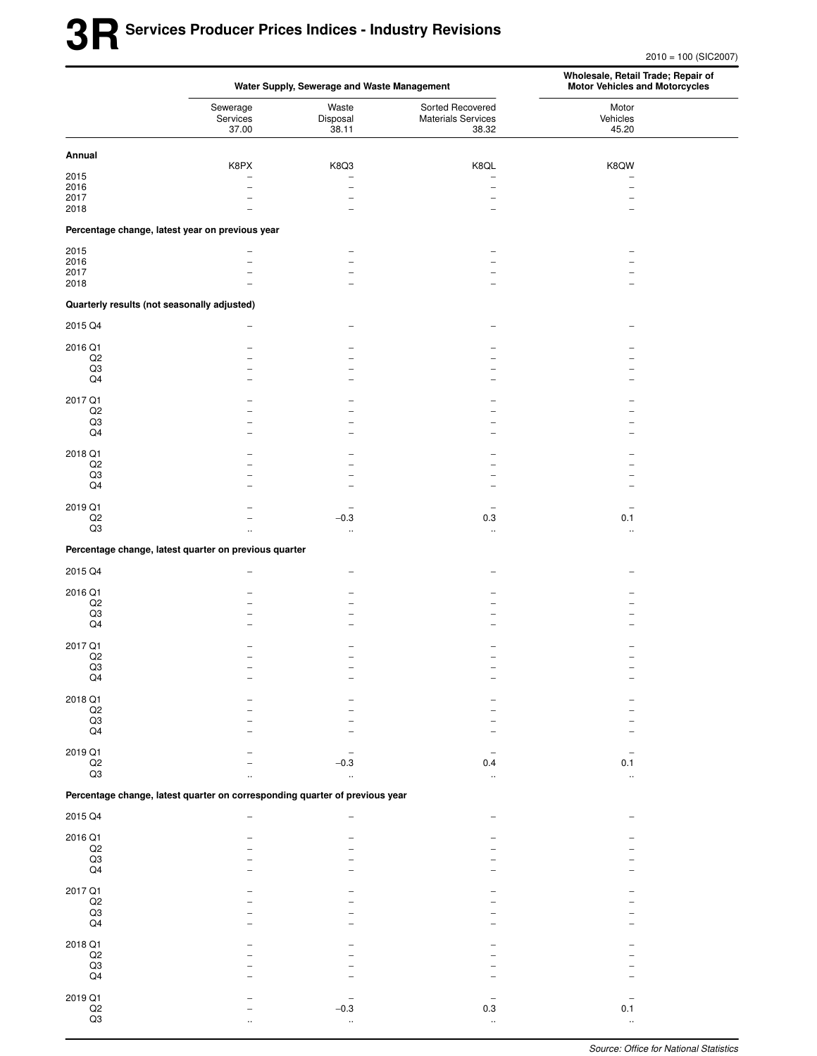# 3R Services Producer Prices Indices - Industry Revisions

2010 = 100 (SIC2007)

| | Water Supply, Sewerage and Waste Management | | | Wholesale, Retail Trade; Repair of Motor Vehicles and Motorcycles |
|---|---|---|---|---|
| | Sewerage Services 37.00 | Waste Disposal 38.11 | Sorted Recovered Materials Services 38.32 | Motor Vehicles 45.20 |
| **Annual** | K8PX | K8Q3 | K8QL | K8QW |
| 2015 | – | – | – | – |
| 2016 | – | – | – | – |
| 2017 | – | – | – | – |
| 2018 | – | – | – | – |
| **Percentage change, latest year on previous year** | | | | |
| 2015 | – | – | – | – |
| 2016 | – | – | – | – |
| 2017 | – | – | – | – |
| 2018 | – | – | – | – |
| **Quarterly results (not seasonally adjusted)** | | | | |
| 2015 Q4 | – | – | – | – |
| 2016 Q1 | – | – | – | – |
| Q2 | – | – | – | – |
| Q3 | – | – | – | – |
| Q4 | – | – | – | – |
| 2017 Q1 | – | – | – | – |
| Q2 | – | – | – | – |
| Q3 | – | – | – | – |
| Q4 | – | – | – | – |
| 2018 Q1 | – | – | – | – |
| Q2 | – | – | – | – |
| Q3 | – | – | – | – |
| Q4 | – | – | – | – |
| 2019 Q1 | – | – | – | – |
| Q2 | – | −0.3 | 0.3 | 0.1 |
| Q3 | .. | .. | .. | .. |
| **Percentage change, latest quarter on previous quarter** | | | | |
| 2015 Q4 | – | – | – | – |
| 2016 Q1 | – | – | – | – |
| Q2 | – | – | – | – |
| Q3 | – | – | – | – |
| Q4 | – | – | – | – |
| 2017 Q1 | – | – | – | – |
| Q2 | – | – | – | – |
| Q3 | – | – | – | – |
| Q4 | – | – | – | – |
| 2018 Q1 | – | – | – | – |
| Q2 | – | – | – | – |
| Q3 | – | – | – | – |
| Q4 | – | – | – | – |
| 2019 Q1 | – | – | – | – |
| Q2 | – | −0.3 | 0.4 | 0.1 |
| Q3 | .. | .. | .. | .. |
| **Percentage change, latest quarter on corresponding quarter of previous year** | | | | |
| 2015 Q4 | – | – | – | – |
| 2016 Q1 | – | – | – | – |
| Q2 | – | – | – | – |
| Q3 | – | – | – | – |
| Q4 | – | – | – | – |
| 2017 Q1 | – | – | – | – |
| Q2 | – | – | – | – |
| Q3 | – | – | – | – |
| Q4 | – | – | – | – |
| 2018 Q1 | – | – | – | – |
| Q2 | – | – | – | – |
| Q3 | – | – | – | – |
| Q4 | – | – | – | – |
| 2019 Q1 | – | – | – | – |
| Q2 | – | −0.3 | 0.3 | 0.1 |
| Q3 | .. | .. | .. | .. |

*Source: Office for National Statistics*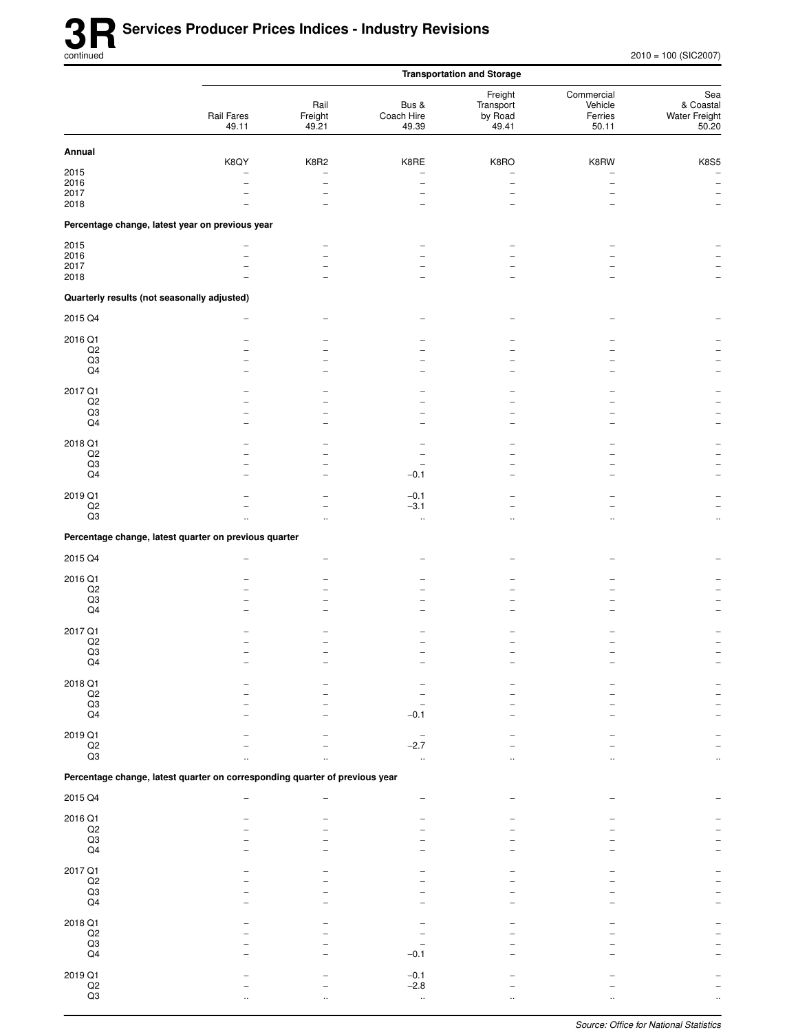# 3R Services Producer Prices Indices - Industry Revisions

continued

2010 = 100 (SIC2007)

| | Transportation and Storage | | | | | |
|---|---|---|---|---|---|---|
| | Rail Fares 49.11 | Rail Freight 49.21 | Bus & Coach Hire 49.39 | Freight Transport by Road 49.41 | Commercial Vehicle Ferries 50.11 | Sea & Coastal Water Freight 50.20 |
| **Annual** | | | | | | |
| | K8QY | K8R2 | K8RE | K8RO | K8RW | K8S5 |
| 2015 | – | – | – | – | – | – |
| 2016 | – | – | – | – | – | – |
| 2017 | – | – | – | – | – | – |
| 2018 | – | – | – | – | – | – |
| **Percentage change, latest year on previous year** | | | | | | |
| 2015 | – | – | – | – | – | – |
| 2016 | – | – | – | – | – | – |
| 2017 | – | – | – | – | – | – |
| 2018 | – | – | – | – | – | – |
| **Quarterly results (not seasonally adjusted)** | | | | | | |
| 2015 Q4 | – | – | – | – | – | – |
| 2016 Q1 | – | – | – | – | – | – |
| Q2 | – | – | – | – | – | – |
| Q3 | – | – | – | – | – | – |
| Q4 | – | – | – | – | – | – |
| 2017 Q1 | – | – | – | – | – | – |
| Q2 | – | – | – | – | – | – |
| Q3 | – | – | – | – | – | – |
| Q4 | – | – | – | – | – | – |
| 2018 Q1 | – | – | – | – | – | – |
| Q2 | – | – | – | – | – | – |
| Q3 | – | – | – | – | – | – |
| Q4 | – | – | −0.1 | – | – | – |
| 2019 Q1 | – | – | −0.1 | – | – | – |
| Q2 | – | – | −3.1 | – | – | – |
| Q3 | .. | .. | .. | .. | .. | .. |
| **Percentage change, latest quarter on previous quarter** | | | | | | |
| 2015 Q4 | – | – | – | – | – | – |
| 2016 Q1 | – | – | – | – | – | – |
| Q2 | – | – | – | – | – | – |
| Q3 | – | – | – | – | – | – |
| Q4 | – | – | – | – | – | – |
| 2017 Q1 | – | – | – | – | – | – |
| Q2 | – | – | – | – | – | – |
| Q3 | – | – | – | – | – | – |
| Q4 | – | – | – | – | – | – |
| 2018 Q1 | – | – | – | – | – | – |
| Q2 | – | – | – | – | – | – |
| Q3 | – | – | – | – | – | – |
| Q4 | – | – | −0.1 | – | – | – |
| 2019 Q1 | – | – | – | – | – | – |
| Q2 | – | – | −2.7 | – | – | – |
| Q3 | .. | .. | .. | .. | .. | .. |
| **Percentage change, latest quarter on corresponding quarter of previous year** | | | | | | |
| 2015 Q4 | – | – | – | – | – | – |
| 2016 Q1 | – | – | – | – | – | – |
| Q2 | – | – | – | – | – | – |
| Q3 | – | – | – | – | – | – |
| Q4 | – | – | – | – | – | – |
| 2017 Q1 | – | – | – | – | – | – |
| Q2 | – | – | – | – | – | – |
| Q3 | – | – | – | – | – | – |
| Q4 | – | – | – | – | – | – |
| 2018 Q1 | – | – | – | – | – | – |
| Q2 | – | – | – | – | – | – |
| Q3 | – | – | – | – | – | – |
| Q4 | – | – | −0.1 | – | – | – |
| 2019 Q1 | – | – | −0.1 | – | – | – |
| Q2 | – | – | −2.8 | – | – | – |
| Q3 | .. | .. | .. | .. | .. | .. |

*Source: Office for National Statistics*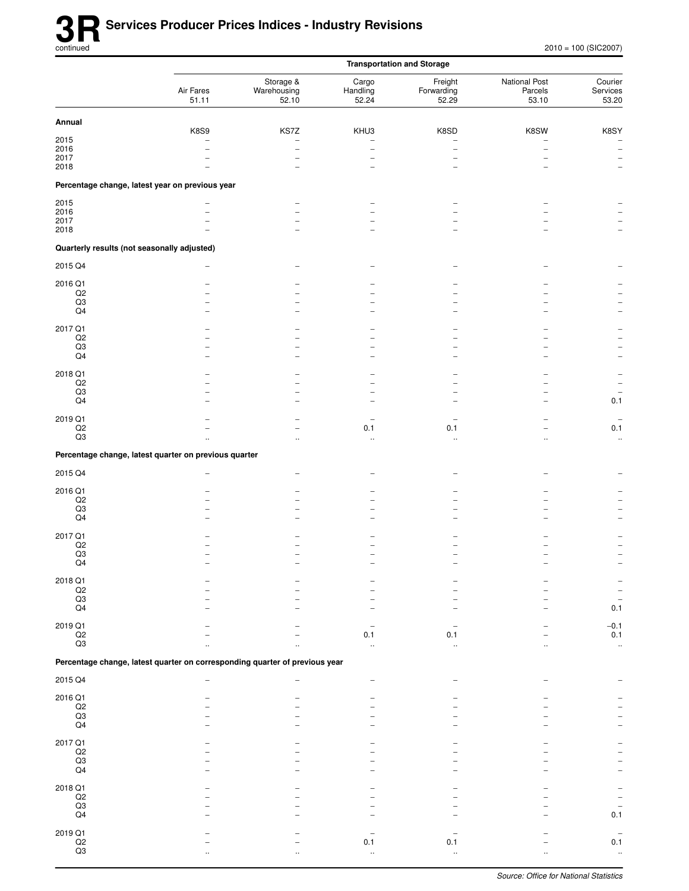# 3R Services Producer Prices Indices - Industry Revisions

continued

2010 = 100 (SIC2007)

| | Transportation and Storage | | | | | |
|---|---|---|---|---|---|---|
| | Air Fares 51.11 | Storage & Warehousing 52.10 | Cargo Handling 52.24 | Freight Forwarding 52.29 | National Post Parcels 53.10 | Courier Services 53.20 |
| **Annual** | K8S9 | KS7Z | KHU3 | K8SD | K8SW | K8SY |
| 2015 | – | – | – | – | – | – |
| 2016 | – | – | – | – | – | – |
| 2017 | – | – | – | – | – | – |
| 2018 | – | – | – | – | – | – |
| **Percentage change, latest year on previous year** | | | | | | |
| 2015 | – | – | – | – | – | – |
| 2016 | – | – | – | – | – | – |
| 2017 | – | – | – | – | – | – |
| 2018 | – | – | – | – | – | – |
| **Quarterly results (not seasonally adjusted)** | | | | | | |
| 2015 Q4 | – | – | – | – | – | – |
| 2016 Q1 | – | – | – | – | – | – |
| Q2 | – | – | – | – | – | – |
| Q3 | – | – | – | – | – | – |
| Q4 | – | – | – | – | – | – |
| 2017 Q1 | – | – | – | – | – | – |
| Q2 | – | – | – | – | – | – |
| Q3 | – | – | – | – | – | – |
| Q4 | – | – | – | – | – | – |
| 2018 Q1 | – | – | – | – | – | – |
| Q2 | – | – | – | – | – | – |
| Q3 | – | – | – | – | – | – |
| Q4 | – | – | – | – | – | 0.1 |
| 2019 Q1 | – | – | – | – | – | – |
| Q2 | – | – | 0.1 | 0.1 | – | 0.1 |
| Q3 | .. | .. | .. | .. | .. | .. |
| **Percentage change, latest quarter on previous quarter** | | | | | | |
| 2015 Q4 | – | – | – | – | – | – |
| 2016 Q1 | – | – | – | – | – | – |
| Q2 | – | – | – | – | – | – |
| Q3 | – | – | – | – | – | – |
| Q4 | – | – | – | – | – | – |
| 2017 Q1 | – | – | – | – | – | – |
| Q2 | – | – | – | – | – | – |
| Q3 | – | – | – | – | – | – |
| Q4 | – | – | – | – | – | – |
| 2018 Q1 | – | – | – | – | – | – |
| Q2 | – | – | – | – | – | – |
| Q3 | – | – | – | – | – | – |
| Q4 | – | – | – | – | – | 0.1 |
| 2019 Q1 | – | – | – | – | – | –0.1 |
| Q2 | – | – | 0.1 | 0.1 | – | 0.1 |
| Q3 | .. | .. | .. | .. | .. | .. |
| **Percentage change, latest quarter on corresponding quarter of previous year** | | | | | | |
| 2015 Q4 | – | – | – | – | – | – |
| 2016 Q1 | – | – | – | – | – | – |
| Q2 | – | – | – | – | – | – |
| Q3 | – | – | – | – | – | – |
| Q4 | – | – | – | – | – | – |
| 2017 Q1 | – | – | – | – | – | – |
| Q2 | – | – | – | – | – | – |
| Q3 | – | – | – | – | – | – |
| Q4 | – | – | – | – | – | – |
| 2018 Q1 | – | – | – | – | – | – |
| Q2 | – | – | – | – | – | – |
| Q3 | – | – | – | – | – | – |
| Q4 | – | – | – | – | – | 0.1 |
| 2019 Q1 | – | – | – | – | – | – |
| Q2 | – | – | 0.1 | 0.1 | – | 0.1 |
| Q3 | .. | .. | .. | .. | .. | .. |

*Source: Office for National Statistics*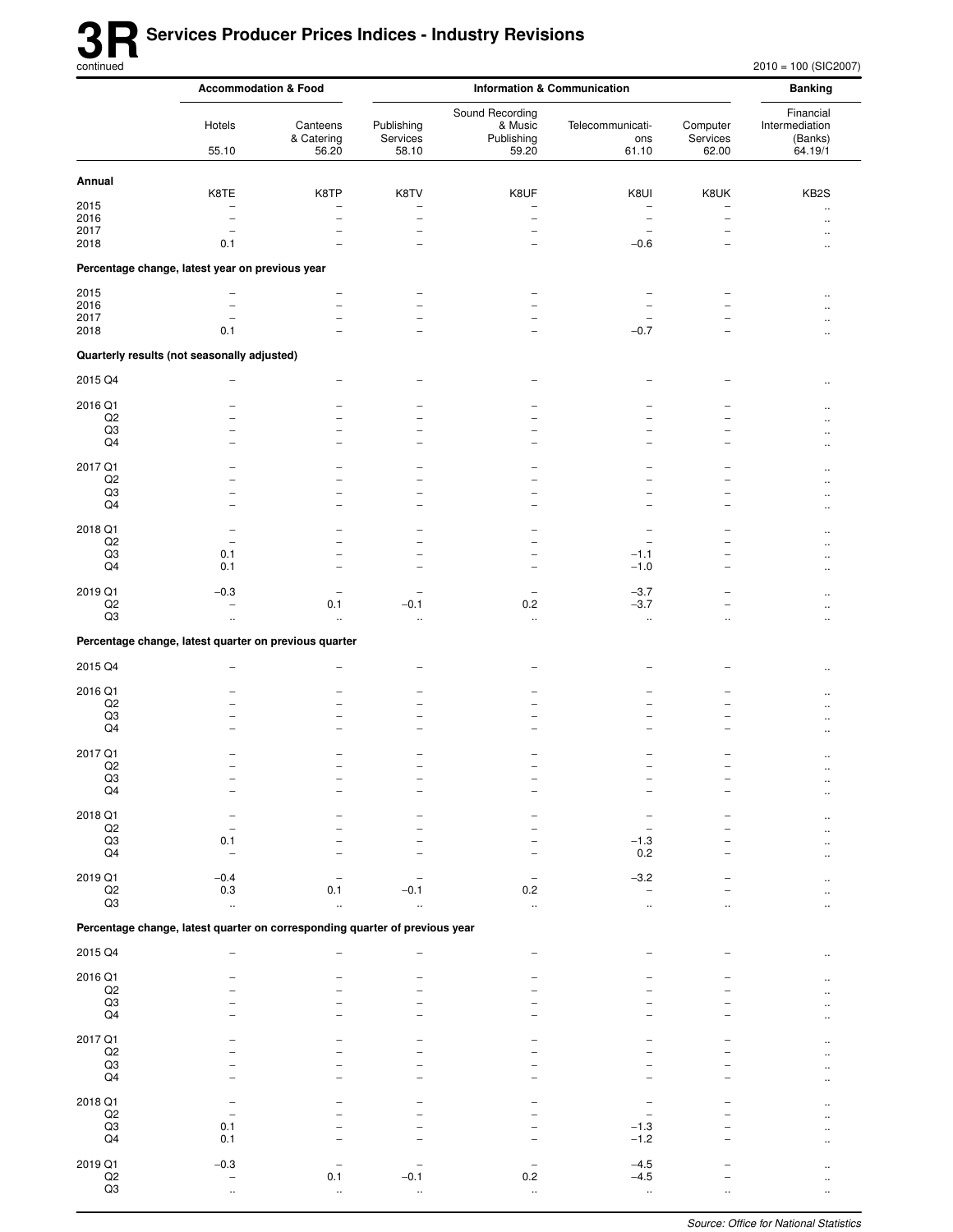# 3R Services Producer Prices Indices - Industry Revisions

continued

2010 = 100 (SIC2007)

| | Accommodation & Food | | Information & Communication | | | | Banking |
|---|---|---|---|---|---|---|---|
| | Hotels | Canteens & Catering | Publishing Services | Sound Recording & Music Publishing | Telecommunications | Computer Services | Financial Intermediation (Banks) |
| | 55.10 | 56.20 | 58.10 | 59.20 | 61.10 | 62.00 | 64.19/1 |
| **Annual** | | | | | | | |
| | K8TE | K8TP | K8TV | K8UF | K8UI | K8UK | KB2S |
| 2015 | – | – | – | – | – | – | .. |
| 2016 | – | – | – | – | – | – | .. |
| 2017 | – | – | – | – | – | – | .. |
| 2018 | 0.1 | – | – | – | −0.6 | – | .. |
| **Percentage change, latest year on previous year** | | | | | | | |
| 2015 | – | – | – | – | – | – | .. |
| 2016 | – | – | – | – | – | – | .. |
| 2017 | – | – | – | – | – | – | .. |
| 2018 | 0.1 | – | – | – | −0.7 | – | .. |
| **Quarterly results (not seasonally adjusted)** | | | | | | | |
| 2015 Q4 | – | – | – | – | – | – | .. |
| 2016 Q1 | – | – | – | – | – | – | .. |
| Q2 | – | – | – | – | – | – | .. |
| Q3 | – | – | – | – | – | – | .. |
| Q4 | – | – | – | – | – | – | .. |
| 2017 Q1 | – | – | – | – | – | – | .. |
| Q2 | – | – | – | – | – | – | .. |
| Q3 | – | – | – | – | – | – | .. |
| Q4 | – | – | – | – | – | – | .. |
| 2018 Q1 | – | – | – | – | – | – | .. |
| Q2 | – | – | – | – | – | – | .. |
| Q3 | 0.1 | – | – | – | −1.1 | – | .. |
| Q4 | 0.1 | – | – | – | −1.0 | – | .. |
| 2019 Q1 | −0.3 | – | – | – | −3.7 | – | .. |
| Q2 | – | 0.1 | −0.1 | 0.2 | −3.7 | – | .. |
| Q3 | .. | .. | .. | .. | .. | .. | .. |
| **Percentage change, latest quarter on previous quarter** | | | | | | | |
| 2015 Q4 | – | – | – | – | – | – | .. |
| 2016 Q1 | – | – | – | – | – | – | .. |
| Q2 | – | – | – | – | – | – | .. |
| Q3 | – | – | – | – | – | – | .. |
| Q4 | – | – | – | – | – | – | .. |
| 2017 Q1 | – | – | – | – | – | – | .. |
| Q2 | – | – | – | – | – | – | .. |
| Q3 | – | – | – | – | – | – | .. |
| Q4 | – | – | – | – | – | – | .. |
| 2018 Q1 | – | – | – | – | – | – | .. |
| Q2 | – | – | – | – | – | – | .. |
| Q3 | 0.1 | – | – | – | −1.3 | – | .. |
| Q4 | – | – | – | – | 0.2 | – | .. |
| 2019 Q1 | −0.4 | – | – | – | −3.2 | – | .. |
| Q2 | 0.3 | 0.1 | −0.1 | 0.2 | – | – | .. |
| Q3 | .. | .. | .. | .. | .. | .. | .. |
| **Percentage change, latest quarter on corresponding quarter of previous year** | | | | | | | |
| 2015 Q4 | – | – | – | – | – | – | .. |
| 2016 Q1 | – | – | – | – | – | – | .. |
| Q2 | – | – | – | – | – | – | .. |
| Q3 | – | – | – | – | – | – | .. |
| Q4 | – | – | – | – | – | – | .. |
| 2017 Q1 | – | – | – | – | – | – | .. |
| Q2 | – | – | – | – | – | – | .. |
| Q3 | – | – | – | – | – | – | .. |
| Q4 | – | – | – | – | – | – | .. |
| 2018 Q1 | – | – | – | – | – | – | .. |
| Q2 | – | – | – | – | – | – | .. |
| Q3 | 0.1 | – | – | – | −1.3 | – | .. |
| Q4 | 0.1 | – | – | – | −1.2 | – | .. |
| 2019 Q1 | −0.3 | – | – | – | −4.5 | – | .. |
| Q2 | – | 0.1 | −0.1 | 0.2 | −4.5 | – | .. |
| Q3 | .. | .. | .. | .. | .. | .. | .. |

*Source: Office for National Statistics*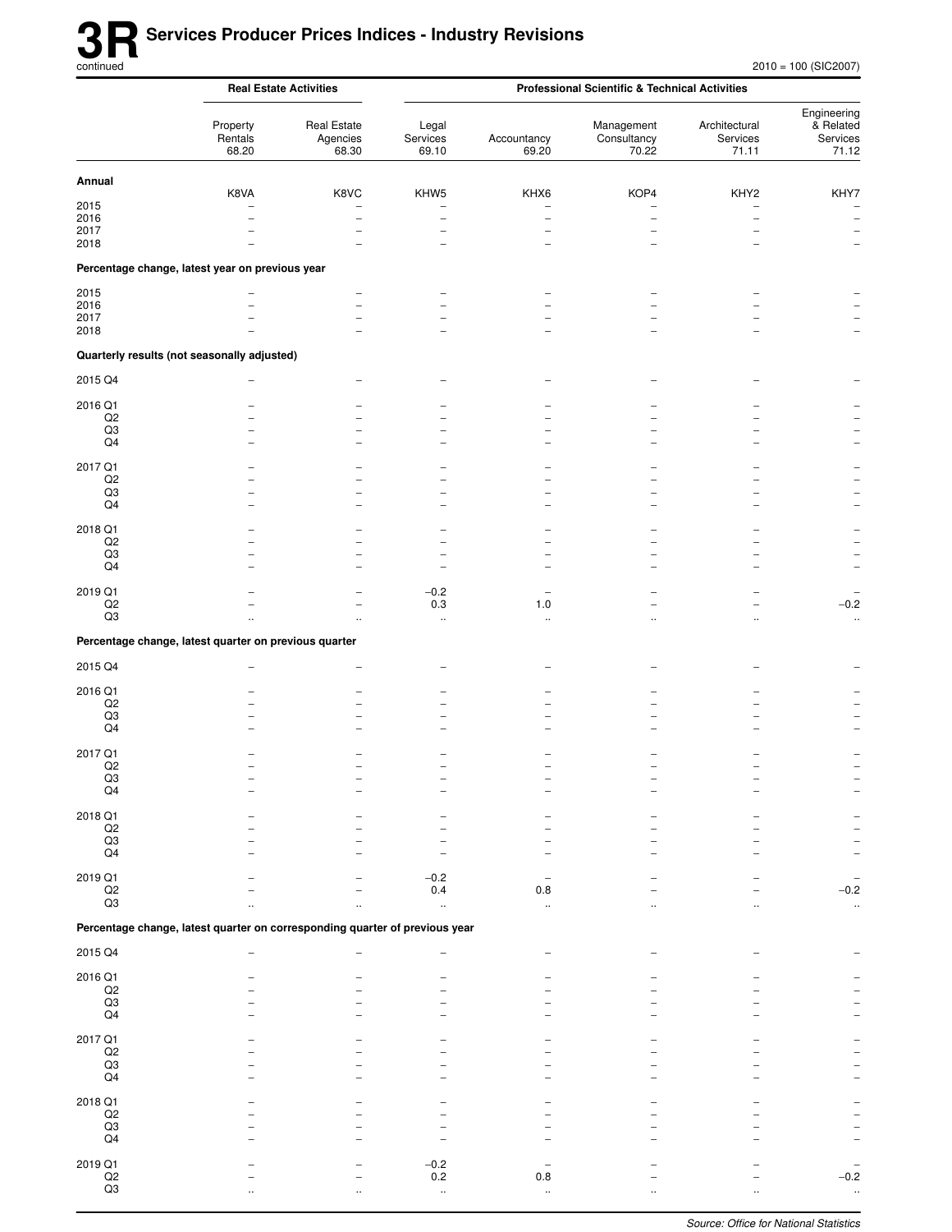# 3R Services Producer Prices Indices - Industry Revisions

continued

2010 = 100 (SIC2007)

| | Real Estate Activities | | Professional Scientific & Technical Activities | | | | |
|---|---|---|---|---|---|---|---|
| | Property Rentals 68.20 | Real Estate Agencies 68.30 | Legal Services 69.10 | Accountancy 69.20 | Management Consultancy 70.22 | Architectural Services 71.11 | Engineering & Related Services 71.12 |
| **Annual** | K8VA | K8VC | KHW5 | KHX6 | KOP4 | KHY2 | KHY7 |
| 2015 | – | – | – | – | – | – | – |
| 2016 | – | – | – | – | – | – | – |
| 2017 | – | – | – | – | – | – | – |
| 2018 | – | – | – | – | – | – | – |
| **Percentage change, latest year on previous year** | | | | | | | |
| 2015 | – | – | – | – | – | – | – |
| 2016 | – | – | – | – | – | – | – |
| 2017 | – | – | – | – | – | – | – |
| 2018 | – | – | – | – | – | – | – |
| **Quarterly results (not seasonally adjusted)** | | | | | | | |
| 2015 Q4 | – | – | – | – | – | – | – |
| 2016 Q1 | – | – | – | – | – | – | – |
| Q2 | – | – | – | – | – | – | – |
| Q3 | – | – | – | – | – | – | – |
| Q4 | – | – | – | – | – | – | – |
| 2017 Q1 | – | – | – | – | – | – | – |
| Q2 | – | – | – | – | – | – | – |
| Q3 | – | – | – | – | – | – | – |
| Q4 | – | – | – | – | – | – | – |
| 2018 Q1 | – | – | – | – | – | – | – |
| Q2 | – | – | – | – | – | – | – |
| Q3 | – | – | – | – | – | – | – |
| Q4 | – | – | – | – | – | – | – |
| 2019 Q1 | – | – | –0.2 | – | – | – | – |
| Q2 | – | – | 0.3 | 1.0 | – | – | –0.2 |
| Q3 | .. | .. | .. | .. | .. | .. | .. |
| **Percentage change, latest quarter on previous quarter** | | | | | | | |
| 2015 Q4 | – | – | – | – | – | – | – |
| 2016 Q1 | – | – | – | – | – | – | – |
| Q2 | – | – | – | – | – | – | – |
| Q3 | – | – | – | – | – | – | – |
| Q4 | – | – | – | – | – | – | – |
| 2017 Q1 | – | – | – | – | – | – | – |
| Q2 | – | – | – | – | – | – | – |
| Q3 | – | – | – | – | – | – | – |
| Q4 | – | – | – | – | – | – | – |
| 2018 Q1 | – | – | – | – | – | – | – |
| Q2 | – | – | – | – | – | – | – |
| Q3 | – | – | – | – | – | – | – |
| Q4 | – | – | – | – | – | – | – |
| 2019 Q1 | – | – | –0.2 | – | – | – | – |
| Q2 | – | – | 0.4 | 0.8 | – | – | –0.2 |
| Q3 | .. | .. | .. | .. | .. | .. | .. |
| **Percentage change, latest quarter on corresponding quarter of previous year** | | | | | | | |
| 2015 Q4 | – | – | – | – | – | – | – |
| 2016 Q1 | – | – | – | – | – | – | – |
| Q2 | – | – | – | – | – | – | – |
| Q3 | – | – | – | – | – | – | – |
| Q4 | – | – | – | – | – | – | – |
| 2017 Q1 | – | – | – | – | – | – | – |
| Q2 | – | – | – | – | – | – | – |
| Q3 | – | – | – | – | – | – | – |
| Q4 | – | – | – | – | – | – | – |
| 2018 Q1 | – | – | – | – | – | – | – |
| Q2 | – | – | – | – | – | – | – |
| Q3 | – | – | – | – | – | – | – |
| Q4 | – | – | – | – | – | – | – |
| 2019 Q1 | – | – | –0.2 | – | – | – | – |
| Q2 | – | – | 0.2 | 0.8 | – | – | –0.2 |
| Q3 | .. | .. | .. | .. | .. | .. | .. |

*Source: Office for National Statistics*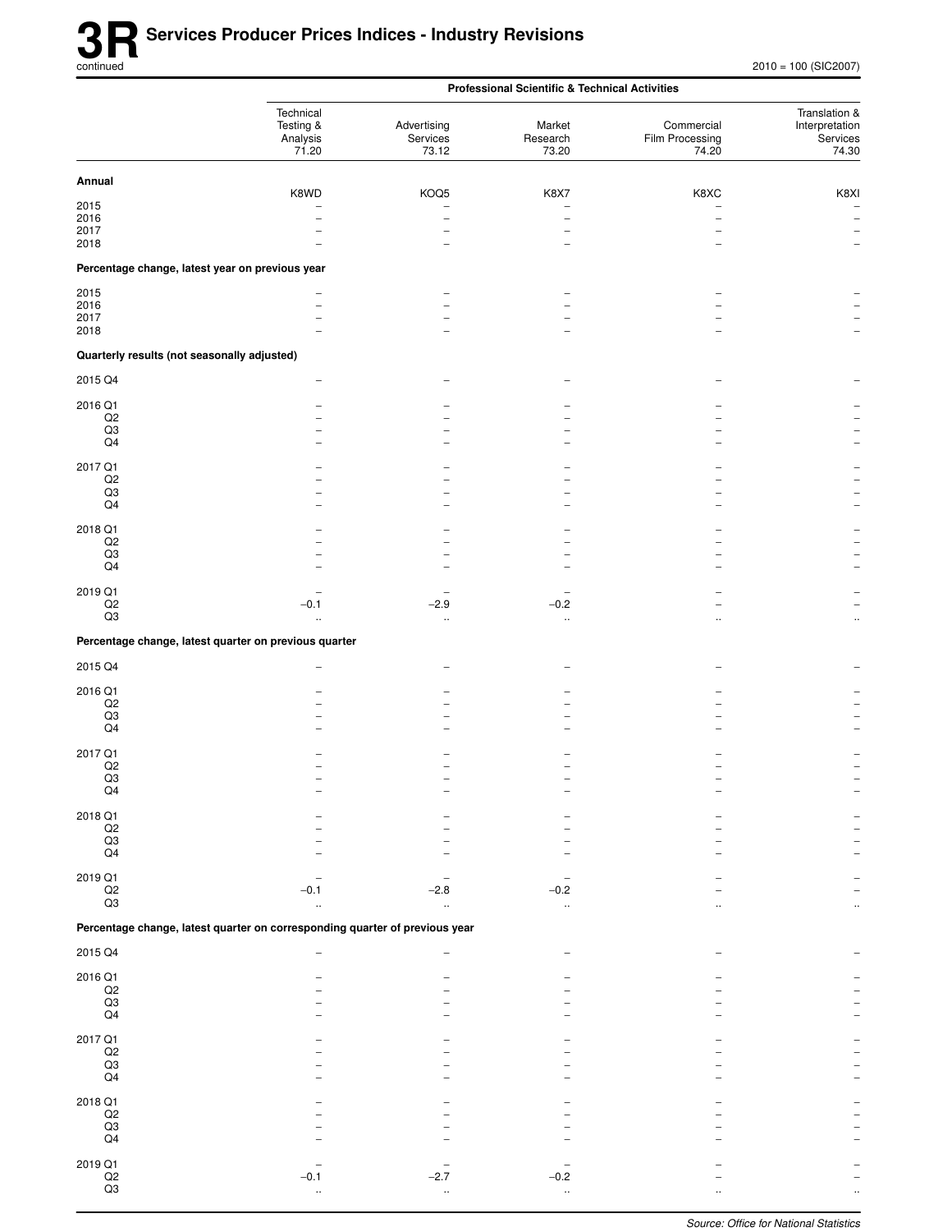# 3R Services Producer Prices Indices - Industry Revisions

continued

2010 = 100 (SIC2007)

| | Professional Scientific & Technical Activities | | | | |
|---|---|---|---|---|---|
| | Technical Testing & Analysis 71.20 | Advertising Services 73.12 | Market Research 73.20 | Commercial Film Processing 74.20 | Translation & Interpretation Services 74.30 |
| **Annual** | K8WD | KOQ5 | K8X7 | K8XC | K8XI |
| 2015 | – | – | – | – | – |
| 2016 | – | – | – | – | – |
| 2017 | – | – | – | – | – |
| 2018 | – | – | – | – | – |
| **Percentage change, latest year on previous year** | | | | | |
| 2015 | – | – | – | – | – |
| 2016 | – | – | – | – | – |
| 2017 | – | – | – | – | – |
| 2018 | – | – | – | – | – |
| **Quarterly results (not seasonally adjusted)** | | | | | |
| 2015 Q4 | – | – | – | – | – |
| 2016 Q1 | – | – | – | – | – |
| Q2 | – | – | – | – | – |
| Q3 | – | – | – | – | – |
| Q4 | – | – | – | – | – |
| 2017 Q1 | – | – | – | – | – |
| Q2 | – | – | – | – | – |
| Q3 | – | – | – | – | – |
| Q4 | – | – | – | – | – |
| 2018 Q1 | – | – | – | – | – |
| Q2 | – | – | – | – | – |
| Q3 | – | – | – | – | – |
| Q4 | – | – | – | – | – |
| 2019 Q1 | – | – | – | – | – |
| Q2 | −0.1 | −2.9 | −0.2 | – | – |
| Q3 | .. | .. | .. | .. | .. |
| **Percentage change, latest quarter on previous quarter** | | | | | |
| 2015 Q4 | – | – | – | – | – |
| 2016 Q1 | – | – | – | – | – |
| Q2 | – | – | – | – | – |
| Q3 | – | – | – | – | – |
| Q4 | – | – | – | – | – |
| 2017 Q1 | – | – | – | – | – |
| Q2 | – | – | – | – | – |
| Q3 | – | – | – | – | – |
| Q4 | – | – | – | – | – |
| 2018 Q1 | – | – | – | – | – |
| Q2 | – | – | – | – | – |
| Q3 | – | – | – | – | – |
| Q4 | – | – | – | – | – |
| 2019 Q1 | – | – | – | – | – |
| Q2 | −0.1 | −2.8 | −0.2 | – | – |
| Q3 | .. | .. | .. | .. | .. |
| **Percentage change, latest quarter on corresponding quarter of previous year** | | | | | |
| 2015 Q4 | – | – | – | – | – |
| 2016 Q1 | – | – | – | – | – |
| Q2 | – | – | – | – | – |
| Q3 | – | – | – | – | – |
| Q4 | – | – | – | – | – |
| 2017 Q1 | – | – | – | – | – |
| Q2 | – | – | – | – | – |
| Q3 | – | – | – | – | – |
| Q4 | – | – | – | – | – |
| 2018 Q1 | – | – | – | – | – |
| Q2 | – | – | – | – | – |
| Q3 | – | – | – | – | – |
| Q4 | – | – | – | – | – |
| 2019 Q1 | – | – | – | – | – |
| Q2 | −0.1 | −2.7 | −0.2 | – | – |
| Q3 | .. | .. | .. | .. | .. |

*Source: Office for National Statistics*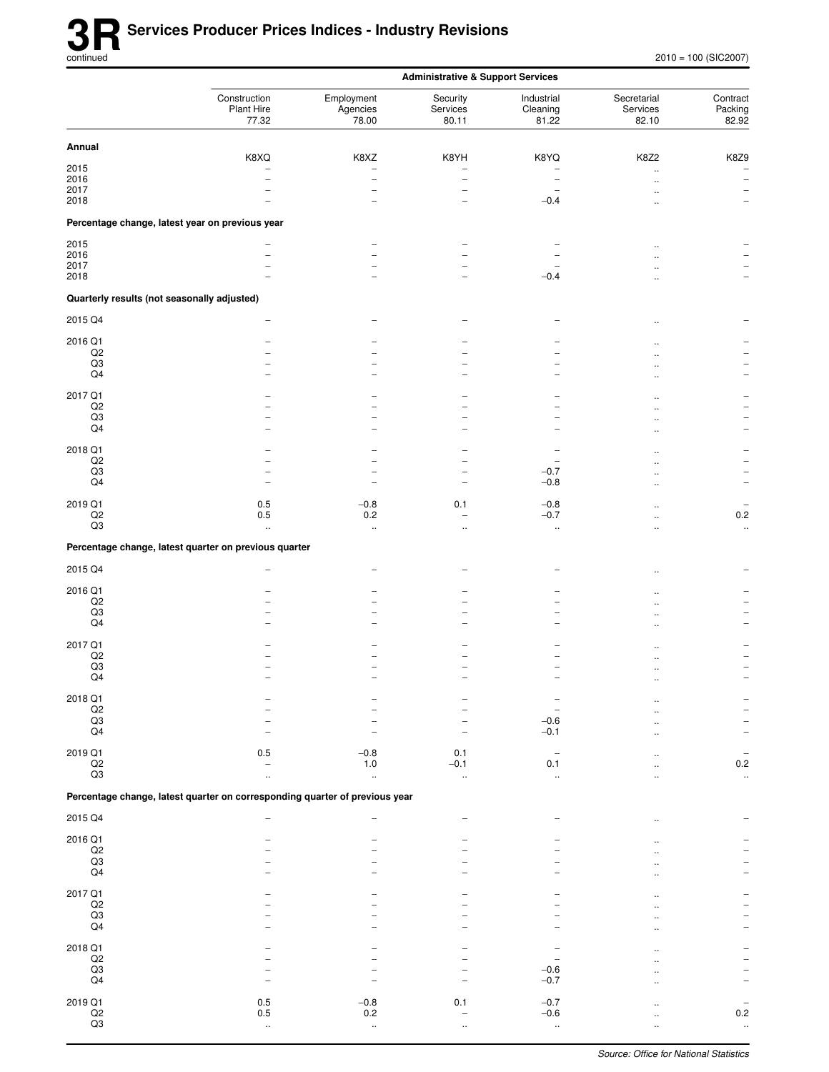# 3R Services Producer Prices Indices - Industry Revisions

continued

2010 = 100 (SIC2007)

| | Administrative & Support Services | | | | | |
|---|---|---|---|---|---|---|
| | Construction Plant Hire 77.32 | Employment Agencies 78.00 | Security Services 80.11 | Industrial Cleaning 81.22 | Secretarial Services 82.10 | Contract Packing 82.92 |
| **Annual** | K8XQ | K8XZ | K8YH | K8YQ | K8Z2 | K8Z9 |
| 2015 | – | – | – | – | .. | – |
| 2016 | – | – | – | – | .. | – |
| 2017 | – | – | – | – | .. | – |
| 2018 | – | – | – | −0.4 | .. | – |
| **Percentage change, latest year on previous year** | | | | | | |
| 2015 | – | – | – | – | .. | – |
| 2016 | – | – | – | – | .. | – |
| 2017 | – | – | – | – | .. | – |
| 2018 | – | – | – | −0.4 | .. | – |
| **Quarterly results (not seasonally adjusted)** | | | | | | |
| 2015 Q4 | – | – | – | – | .. | – |
| 2016 Q1 | – | – | – | – | .. | – |
| Q2 | – | – | – | – | .. | – |
| Q3 | – | – | – | – | .. | – |
| Q4 | – | – | – | – | .. | – |
| 2017 Q1 | – | – | – | – | .. | – |
| Q2 | – | – | – | – | .. | – |
| Q3 | – | – | – | – | .. | – |
| Q4 | – | – | – | – | .. | – |
| 2018 Q1 | – | – | – | – | .. | – |
| Q2 | – | – | – | – | .. | – |
| Q3 | – | – | – | −0.7 | .. | – |
| Q4 | – | – | – | −0.8 | .. | – |
| 2019 Q1 | 0.5 | −0.8 | 0.1 | −0.8 | .. | – |
| Q2 | 0.5 | 0.2 | – | −0.7 | .. | 0.2 |
| Q3 | .. | .. | .. | .. | .. | .. |
| **Percentage change, latest quarter on previous quarter** | | | | | | |
| 2015 Q4 | – | – | – | – | .. | – |
| 2016 Q1 | – | – | – | – | .. | – |
| Q2 | – | – | – | – | .. | – |
| Q3 | – | – | – | – | .. | – |
| Q4 | – | – | – | – | .. | – |
| 2017 Q1 | – | – | – | – | .. | – |
| Q2 | – | – | – | – | .. | – |
| Q3 | – | – | – | – | .. | – |
| Q4 | – | – | – | – | .. | – |
| 2018 Q1 | – | – | – | – | .. | – |
| Q2 | – | – | – | – | .. | – |
| Q3 | – | – | – | −0.6 | .. | – |
| Q4 | – | – | – | −0.1 | .. | – |
| 2019 Q1 | 0.5 | −0.8 | 0.1 | – | .. | – |
| Q2 | – | 1.0 | −0.1 | 0.1 | .. | 0.2 |
| Q3 | .. | .. | .. | .. | .. | .. |
| **Percentage change, latest quarter on corresponding quarter of previous year** | | | | | | |
| 2015 Q4 | – | – | – | – | .. | – |
| 2016 Q1 | – | – | – | – | .. | – |
| Q2 | – | – | – | – | .. | – |
| Q3 | – | – | – | – | .. | – |
| Q4 | – | – | – | – | .. | – |
| 2017 Q1 | – | – | – | – | .. | – |
| Q2 | – | – | – | – | .. | – |
| Q3 | – | – | – | – | .. | – |
| Q4 | – | – | – | – | .. | – |
| 2018 Q1 | – | – | – | – | .. | – |
| Q2 | – | – | – | – | .. | – |
| Q3 | – | – | – | −0.6 | .. | – |
| Q4 | – | – | – | −0.7 | .. | – |
| 2019 Q1 | 0.5 | −0.8 | 0.1 | −0.7 | .. | – |
| Q2 | 0.5 | 0.2 | – | −0.6 | .. | 0.2 |
| Q3 | .. | .. | .. | .. | .. | .. |

*Source: Office for National Statistics*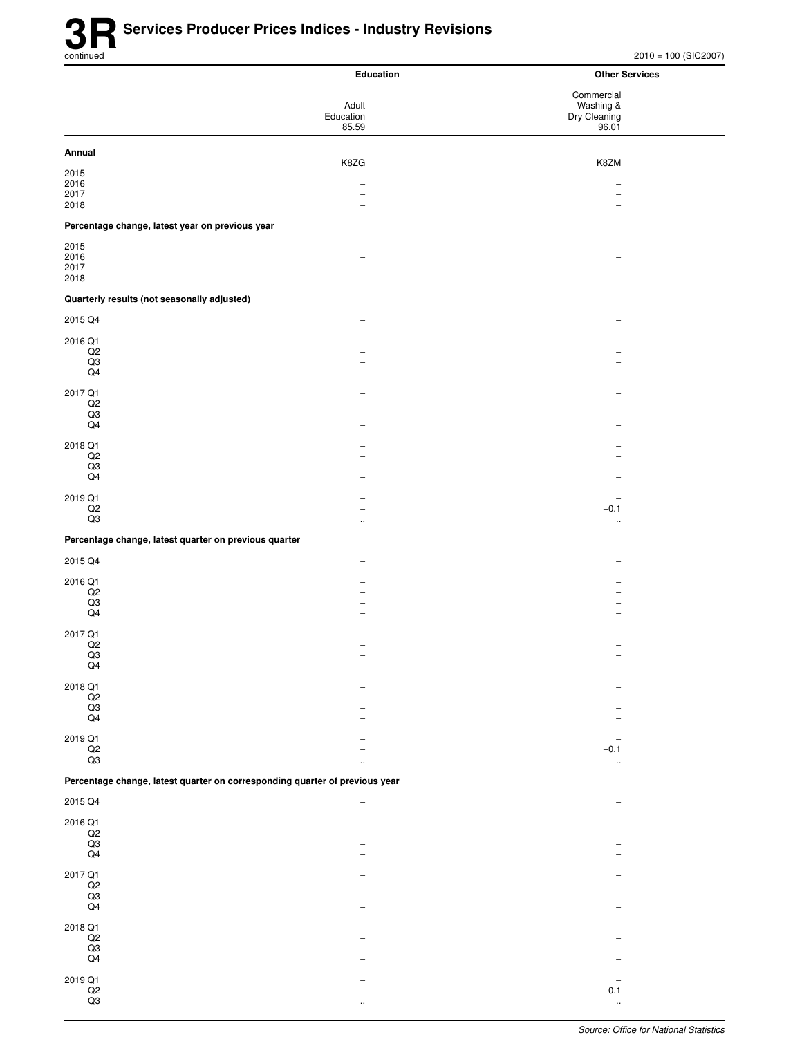# 3R Services Producer Prices Indices - Industry Revisions

continued

2010 = 100 (SIC2007)

| | Education | Other Services |
|---|---|---|
| | Adult Education 85.59 | Commercial Washing & Dry Cleaning 96.01 |
| **Annual** | K8ZG | K8ZM |
| 2015 | – | – |
| 2016 | – | – |
| 2017 | – | – |
| 2018 | – | – |
| **Percentage change, latest year on previous year** | | |
| 2015 | – | – |
| 2016 | – | – |
| 2017 | – | – |
| 2018 | – | – |
| **Quarterly results (not seasonally adjusted)** | | |
| 2015 Q4 | – | – |
| 2016 Q1 | – | – |
| Q2 | – | – |
| Q3 | – | – |
| Q4 | – | – |
| 2017 Q1 | – | – |
| Q2 | – | – |
| Q3 | – | – |
| Q4 | – | – |
| 2018 Q1 | – | – |
| Q2 | – | – |
| Q3 | – | – |
| Q4 | – | – |
| 2019 Q1 | – | – |
| Q2 | – | –0.1 |
| Q3 | .. | .. |
| **Percentage change, latest quarter on previous quarter** | | |
| 2015 Q4 | – | – |
| 2016 Q1 | – | – |
| Q2 | – | – |
| Q3 | – | – |
| Q4 | – | – |
| 2017 Q1 | – | – |
| Q2 | – | – |
| Q3 | – | – |
| Q4 | – | – |
| 2018 Q1 | – | – |
| Q2 | – | – |
| Q3 | – | – |
| Q4 | – | – |
| 2019 Q1 | – | – |
| Q2 | – | –0.1 |
| Q3 | .. | .. |
| **Percentage change, latest quarter on corresponding quarter of previous year** | | |
| 2015 Q4 | – | – |
| 2016 Q1 | – | – |
| Q2 | – | – |
| Q3 | – | – |
| Q4 | – | – |
| 2017 Q1 | – | – |
| Q2 | – | – |
| Q3 | – | – |
| Q4 | – | – |
| 2018 Q1 | – | – |
| Q2 | – | – |
| Q3 | – | – |
| Q4 | – | – |
| 2019 Q1 | – | – |
| Q2 | – | –0.1 |
| Q3 | .. | .. |

*Source: Office for National Statistics*